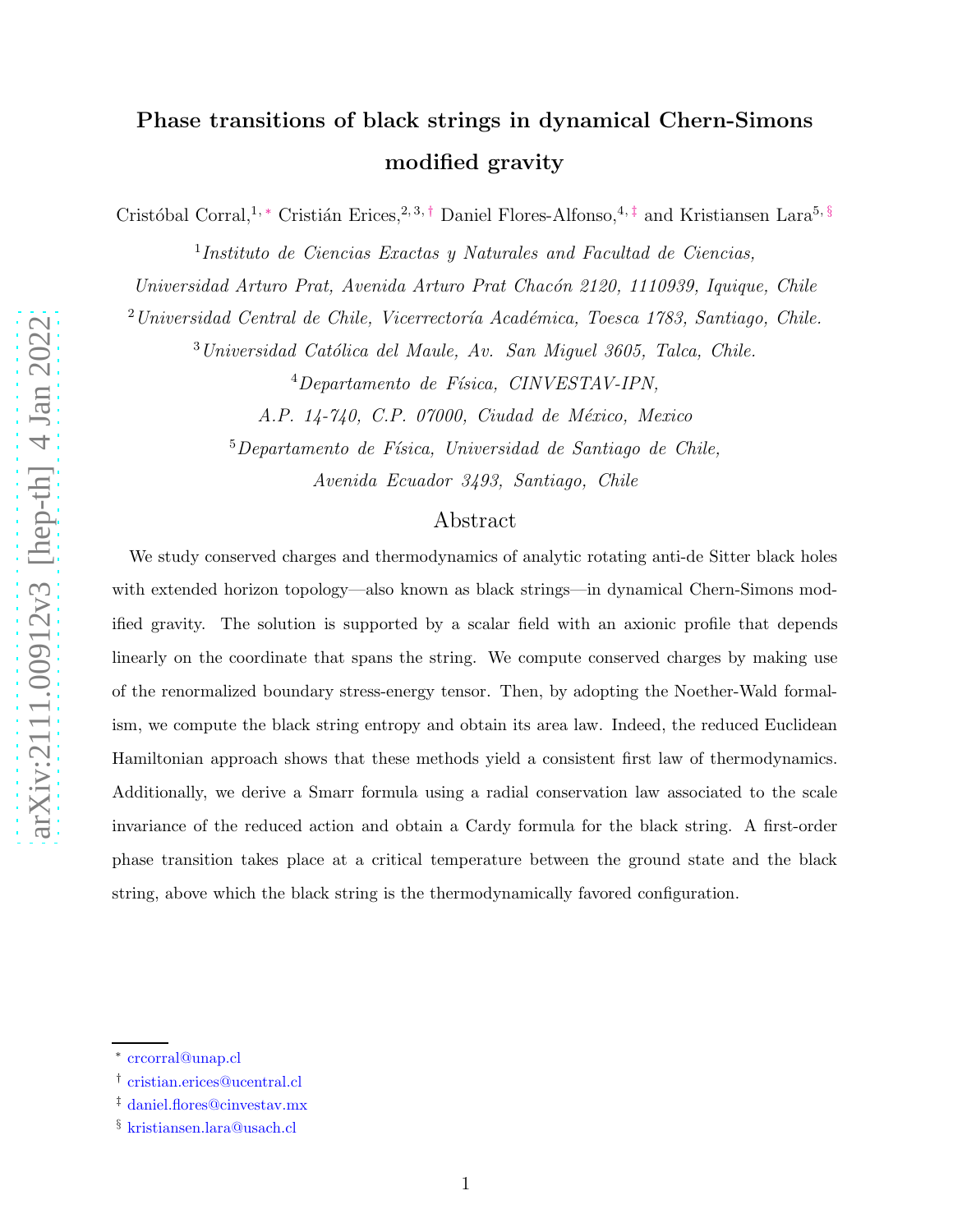# Phase transitions of black strings in dynamical Chern-Simons modified gravity

Cristóbal Corral,[1,*] Cristián Erices,[2,3,†] Daniel Flores-Alfonso,[4,‡] and Kristiansen Lara[5,§]

[1]*Instituto de Ciencias Exactas y Naturales and Facultad de Ciencias, Universidad Arturo Prat, Avenida Arturo Prat Chacón 2120, 1110939, Iquique, Chile*

[2]*Universidad Central de Chile, Vicerrectoría Académica, Toesca 1783, Santiago, Chile.*

[3]*Universidad Católica del Maule, Av. San Miguel 3605, Talca, Chile.*

[4]*Departamento de Física, CINVESTAV-IPN, A.P. 14-740, C.P. 07000, Ciudad de México, Mexico*

[5]*Departamento de Física, Universidad de Santiago de Chile, Avenida Ecuador 3493, Santiago, Chile*

## Abstract

We study conserved charges and thermodynamics of analytic rotating anti-de Sitter black holes with extended horizon topology—also known as black strings—in dynamical Chern-Simons modified gravity. The solution is supported by a scalar field with an axionic profile that depends linearly on the coordinate that spans the string. We compute conserved charges by making use of the renormalized boundary stress-energy tensor. Then, by adopting the Noether-Wald formalism, we compute the black string entropy and obtain its area law. Indeed, the reduced Euclidean Hamiltonian approach shows that these methods yield a consistent first law of thermodynamics. Additionally, we derive a Smarr formula using a radial conservation law associated to the scale invariance of the reduced action and obtain a Cardy formula for the black string. A first-order phase transition takes place at a critical temperature between the ground state and the black string, above which the black string is the thermodynamically favored configuration.

---

[*] crcorral@unap.cl

[†] cristian.erices@ucentral.cl

[‡] daniel.flores@cinvestav.mx

[§] kristiansen.lara@usach.cl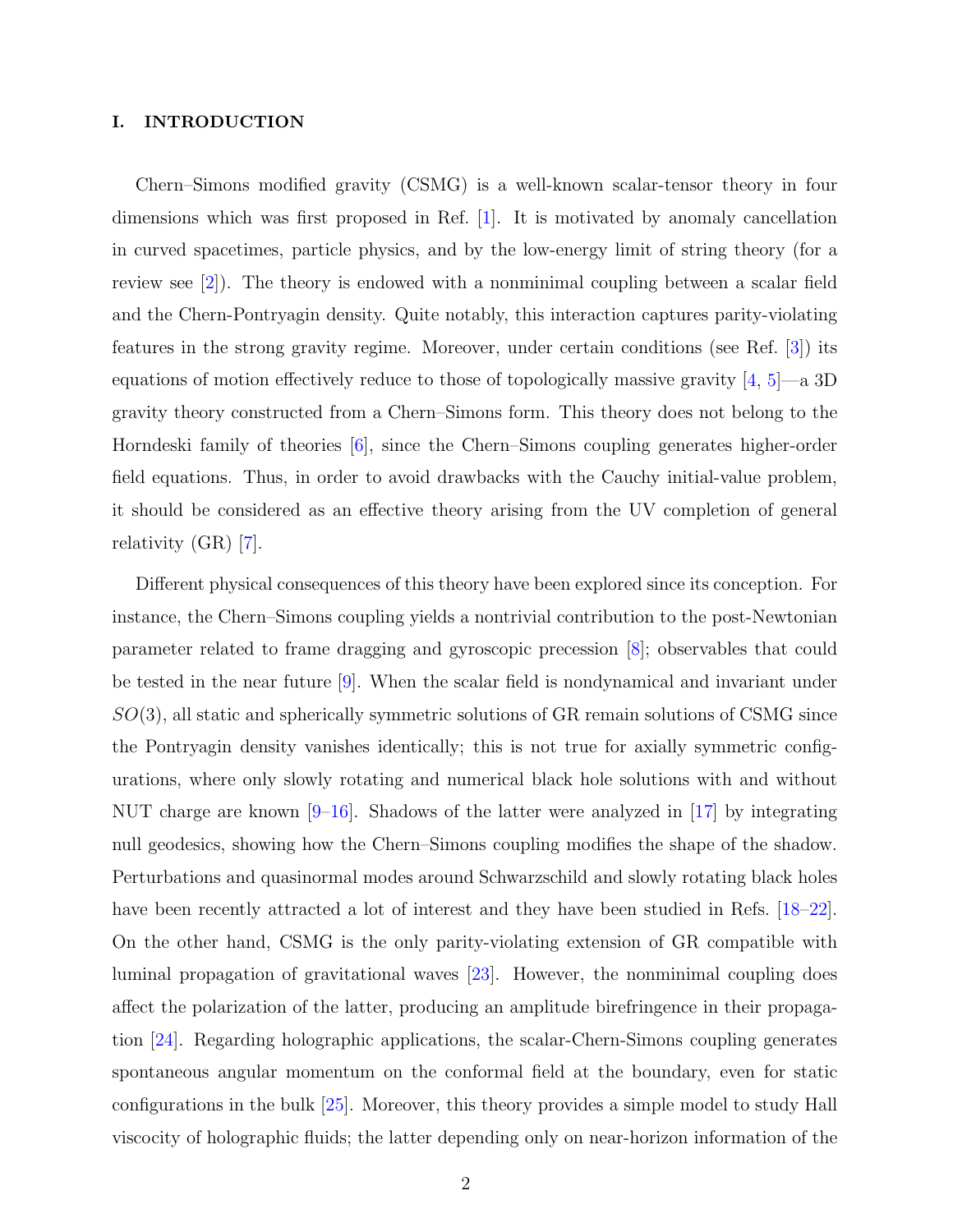## I. INTRODUCTION

Chern–Simons modified gravity (CSMG) is a well-known scalar-tensor theory in four dimensions which was first proposed in Ref. [1]. It is motivated by anomaly cancellation in curved spacetimes, particle physics, and by the low-energy limit of string theory (for a review see [2]). The theory is endowed with a nonminimal coupling between a scalar field and the Chern-Pontryagin density. Quite notably, this interaction captures parity-violating features in the strong gravity regime. Moreover, under certain conditions (see Ref. [3]) its equations of motion effectively reduce to those of topologically massive gravity [4, 5]—a 3D gravity theory constructed from a Chern–Simons form. This theory does not belong to the Horndeski family of theories [6], since the Chern–Simons coupling generates higher-order field equations. Thus, in order to avoid drawbacks with the Cauchy initial-value problem, it should be considered as an effective theory arising from the UV completion of general relativity (GR) [7].

Different physical consequences of this theory have been explored since its conception. For instance, the Chern–Simons coupling yields a nontrivial contribution to the post-Newtonian parameter related to frame dragging and gyroscopic precession [8]; observables that could be tested in the near future [9]. When the scalar field is nondynamical and invariant under $SO(3)$, all static and spherically symmetric solutions of GR remain solutions of CSMG since the Pontryagin density vanishes identically; this is not true for axially symmetric configurations, where only slowly rotating and numerical black hole solutions with and without NUT charge are known [9–16]. Shadows of the latter were analyzed in [17] by integrating null geodesics, showing how the Chern–Simons coupling modifies the shape of the shadow. Perturbations and quasinormal modes around Schwarzschild and slowly rotating black holes have been recently attracted a lot of interest and they have been studied in Refs. [18–22]. On the other hand, CSMG is the only parity-violating extension of GR compatible with luminal propagation of gravitational waves [23]. However, the nonminimal coupling does affect the polarization of the latter, producing an amplitude birefringence in their propagation [24]. Regarding holographic applications, the scalar-Chern-Simons coupling generates spontaneous angular momentum on the conformal field at the boundary, even for static configurations in the bulk [25]. Moreover, this theory provides a simple model to study Hall viscocity of holographic fluids; the latter depending only on near-horizon information of the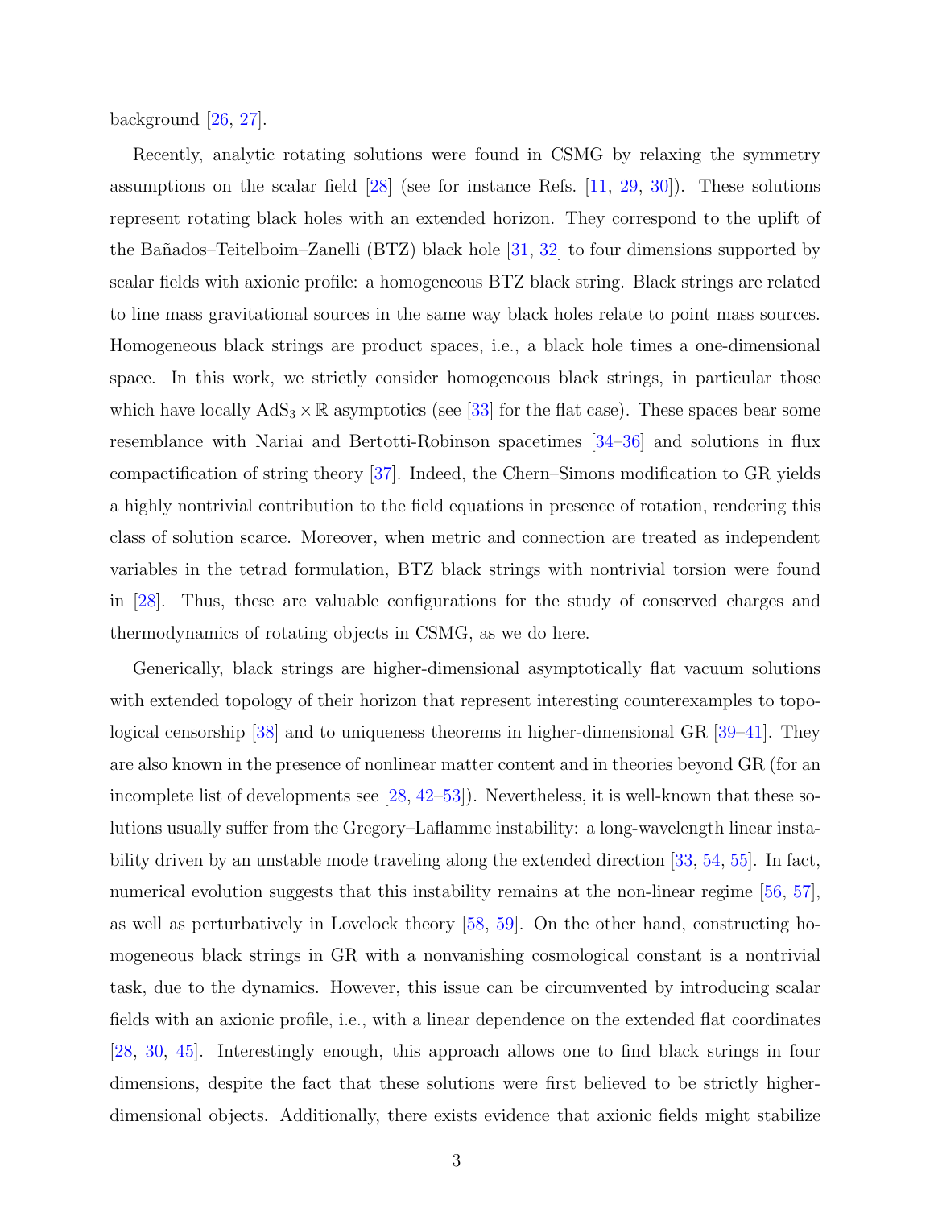background [26, 27].

Recently, analytic rotating solutions were found in CSMG by relaxing the symmetry assumptions on the scalar field [28] (see for instance Refs. [11, 29, 30]). These solutions represent rotating black holes with an extended horizon. They correspond to the uplift of the Bañados–Teitelboim–Zanelli (BTZ) black hole [31, 32] to four dimensions supported by scalar fields with axionic profile: a homogeneous BTZ black string. Black strings are related to line mass gravitational sources in the same way black holes relate to point mass sources. Homogeneous black strings are product spaces, i.e., a black hole times a one-dimensional space. In this work, we strictly consider homogeneous black strings, in particular those which have locally $\mathrm{AdS}_3 \times \mathbb{R}$ asymptotics (see [33] for the flat case). These spaces bear some resemblance with Nariai and Bertotti-Robinson spacetimes [34–36] and solutions in flux compactification of string theory [37]. Indeed, the Chern–Simons modification to GR yields a highly nontrivial contribution to the field equations in presence of rotation, rendering this class of solution scarce. Moreover, when metric and connection are treated as independent variables in the tetrad formulation, BTZ black strings with nontrivial torsion were found in [28]. Thus, these are valuable configurations for the study of conserved charges and thermodynamics of rotating objects in CSMG, as we do here.

Generically, black strings are higher-dimensional asymptotically flat vacuum solutions with extended topology of their horizon that represent interesting counterexamples to topological censorship [38] and to uniqueness theorems in higher-dimensional GR [39–41]. They are also known in the presence of nonlinear matter content and in theories beyond GR (for an incomplete list of developments see [28, 42–53]). Nevertheless, it is well-known that these solutions usually suffer from the Gregory–Laflamme instability: a long-wavelength linear instability driven by an unstable mode traveling along the extended direction [33, 54, 55]. In fact, numerical evolution suggests that this instability remains at the non-linear regime [56, 57], as well as perturbatively in Lovelock theory [58, 59]. On the other hand, constructing homogeneous black strings in GR with a nonvanishing cosmological constant is a nontrivial task, due to the dynamics. However, this issue can be circumvented by introducing scalar fields with an axionic profile, i.e., with a linear dependence on the extended flat coordinates [28, 30, 45]. Interestingly enough, this approach allows one to find black strings in four dimensions, despite the fact that these solutions were first believed to be strictly higher-dimensional objects. Additionally, there exists evidence that axionic fields might stabilize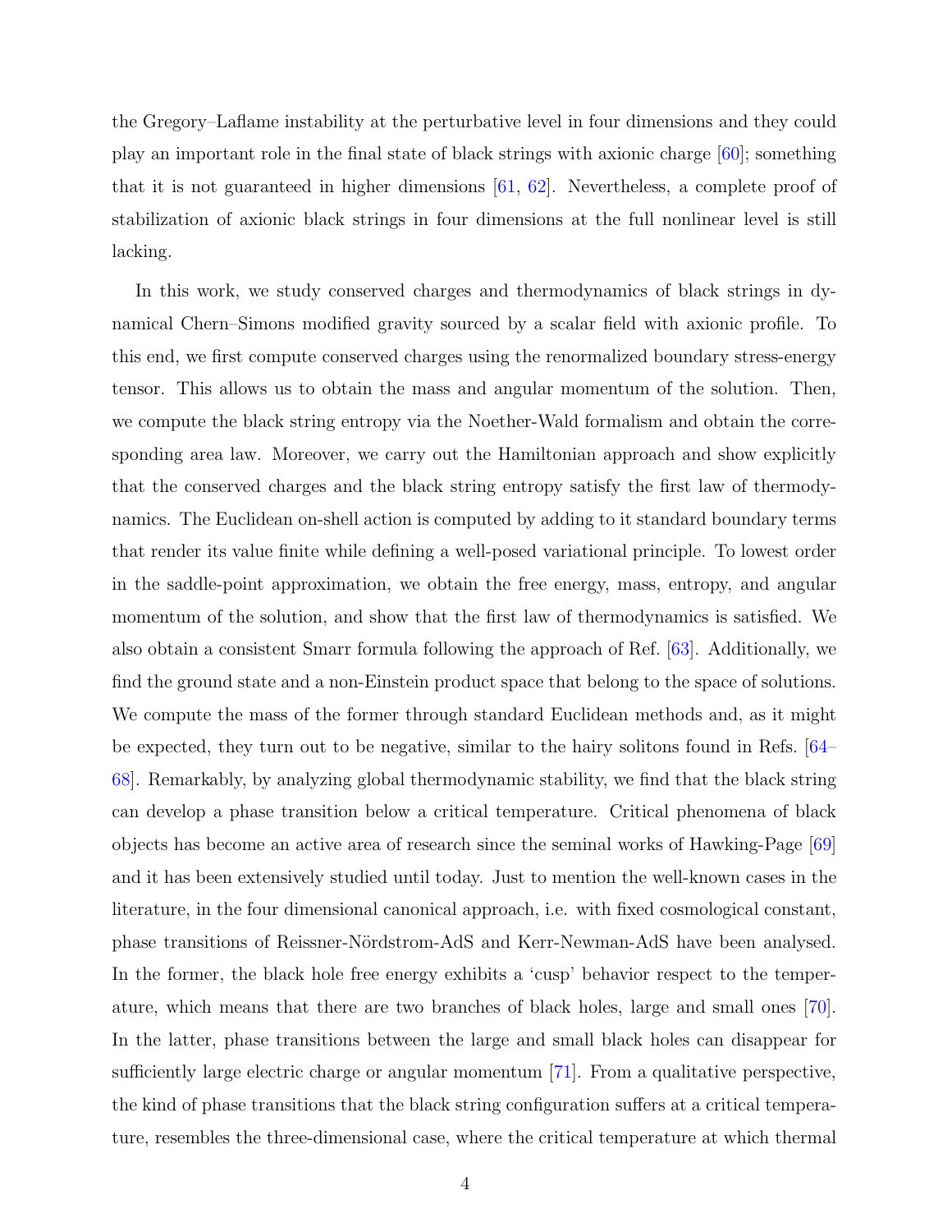the Gregory–Laflame instability at the perturbative level in four dimensions and they could play an important role in the final state of black strings with axionic charge [60]; something that it is not guaranteed in higher dimensions [61, 62]. Nevertheless, a complete proof of stabilization of axionic black strings in four dimensions at the full nonlinear level is still lacking.

In this work, we study conserved charges and thermodynamics of black strings in dynamical Chern–Simons modified gravity sourced by a scalar field with axionic profile. To this end, we first compute conserved charges using the renormalized boundary stress-energy tensor. This allows us to obtain the mass and angular momentum of the solution. Then, we compute the black string entropy via the Noether-Wald formalism and obtain the corresponding area law. Moreover, we carry out the Hamiltonian approach and show explicitly that the conserved charges and the black string entropy satisfy the first law of thermodynamics. The Euclidean on-shell action is computed by adding to it standard boundary terms that render its value finite while defining a well-posed variational principle. To lowest order in the saddle-point approximation, we obtain the free energy, mass, entropy, and angular momentum of the solution, and show that the first law of thermodynamics is satisfied. We also obtain a consistent Smarr formula following the approach of Ref. [63]. Additionally, we find the ground state and a non-Einstein product space that belong to the space of solutions. We compute the mass of the former through standard Euclidean methods and, as it might be expected, they turn out to be negative, similar to the hairy solitons found in Refs. [64–68]. Remarkably, by analyzing global thermodynamic stability, we find that the black string can develop a phase transition below a critical temperature. Critical phenomena of black objects has become an active area of research since the seminal works of Hawking-Page [69] and it has been extensively studied until today. Just to mention the well-known cases in the literature, in the four dimensional canonical approach, i.e. with fixed cosmological constant, phase transitions of Reissner-Nördstrom-AdS and Kerr-Newman-AdS have been analysed. In the former, the black hole free energy exhibits a 'cusp' behavior respect to the temperature, which means that there are two branches of black holes, large and small ones [70]. In the latter, phase transitions between the large and small black holes can disappear for sufficiently large electric charge or angular momentum [71]. From a qualitative perspective, the kind of phase transitions that the black string configuration suffers at a critical temperature, resembles the three-dimensional case, where the critical temperature at which thermal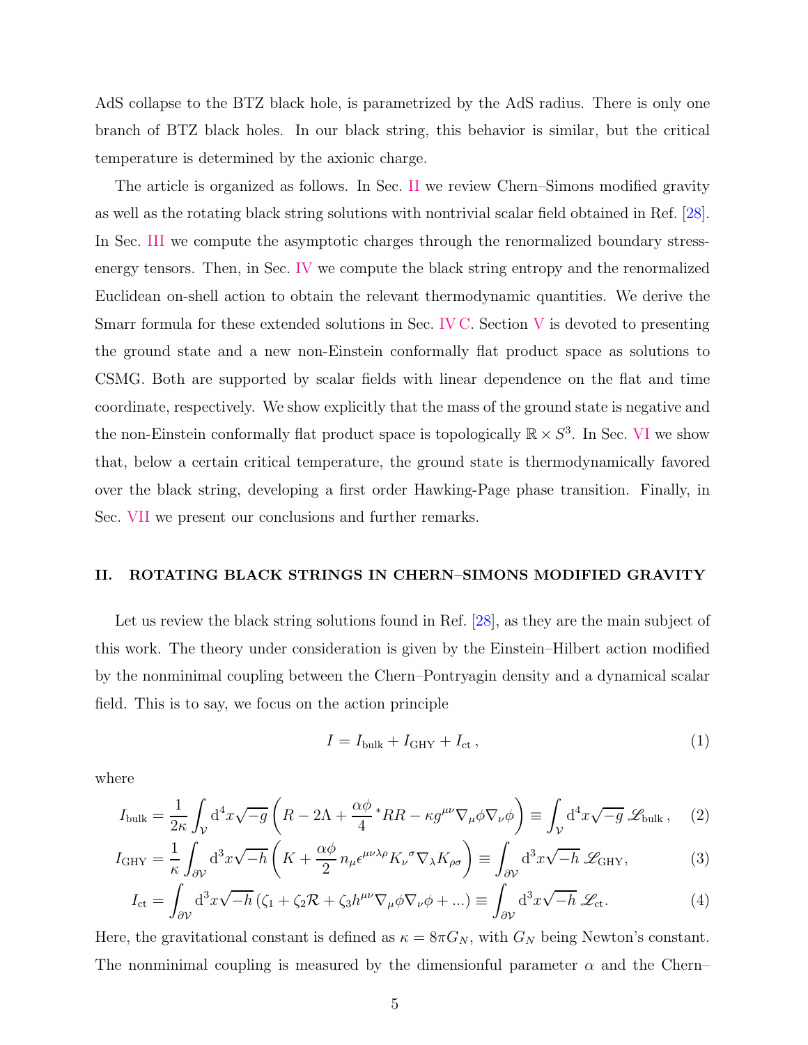AdS collapse to the BTZ black hole, is parametrized by the AdS radius. There is only one branch of BTZ black holes. In our black string, this behavior is similar, but the critical temperature is determined by the axionic charge.

The article is organized as follows. In Sec. II we review Chern–Simons modified gravity as well as the rotating black string solutions with nontrivial scalar field obtained in Ref. [28]. In Sec. III we compute the asymptotic charges through the renormalized boundary stress-energy tensors. Then, in Sec. IV we compute the black string entropy and the renormalized Euclidean on-shell action to obtain the relevant thermodynamic quantities. We derive the Smarr formula for these extended solutions in Sec. IV C. Section V is devoted to presenting the ground state and a new non-Einstein conformally flat product space as solutions to CSMG. Both are supported by scalar fields with linear dependence on the flat and time coordinate, respectively. We show explicitly that the mass of the ground state is negative and the non-Einstein conformally flat product space is topologically $\mathbb{R}\times S^3$. In Sec. VI we show that, below a certain critical temperature, the ground state is thermodynamically favored over the black string, developing a first order Hawking-Page phase transition. Finally, in Sec. VII we present our conclusions and further remarks.

## II. ROTATING BLACK STRINGS IN CHERN–SIMONS MODIFIED GRAVITY

Let us review the black string solutions found in Ref. [28], as they are the main subject of this work. The theory under consideration is given by the Einstein–Hilbert action modified by the nonminimal coupling between the Chern–Pontryagin density and a dynamical scalar field. This is to say, we focus on the action principle

$$I = I_{\rm bulk} + I_{\rm GHY} + I_{\rm ct}\,, \tag{1}$$

where

$$I_{\rm bulk} = \frac{1}{2\kappa}\int_{\mathcal{V}} \mathrm{d}^4x\sqrt{-g}\left(R - 2\Lambda + \frac{\alpha\phi}{4}\,{}^*RR - \kappa g^{\mu\nu}\nabla_\mu\phi\nabla_\nu\phi\right) \equiv \int_{\mathcal{V}}\mathrm{d}^4x\sqrt{-g}\,\mathscr{L}_{\rm bulk}\,, \tag{2}$$

$$I_{\rm GHY} = \frac{1}{\kappa}\int_{\partial\mathcal{V}}\mathrm{d}^3x\sqrt{-h}\left(K + \frac{\alpha\phi}{2}\,n_\mu\epsilon^{\mu\nu\lambda\rho}K_\nu{}^\sigma\nabla_\lambda K_{\rho\sigma}\right) \equiv \int_{\partial\mathcal{V}}\mathrm{d}^3x\sqrt{-h}\,\mathscr{L}_{\rm GHY}, \tag{3}$$

$$I_{\rm ct} = \int_{\partial\mathcal{V}}\mathrm{d}^3x\sqrt{-h}\left(\zeta_1 + \zeta_2\mathcal{R} + \zeta_3 h^{\mu\nu}\nabla_\mu\phi\nabla_\nu\phi + ...\right) \equiv \int_{\partial\mathcal{V}}\mathrm{d}^3x\sqrt{-h}\,\mathscr{L}_{\rm ct}. \tag{4}$$

Here, the gravitational constant is defined as $\kappa = 8\pi G_N$, with $G_N$ being Newton's constant. The nonminimal coupling is measured by the dimensionful parameter $\alpha$ and the Chern–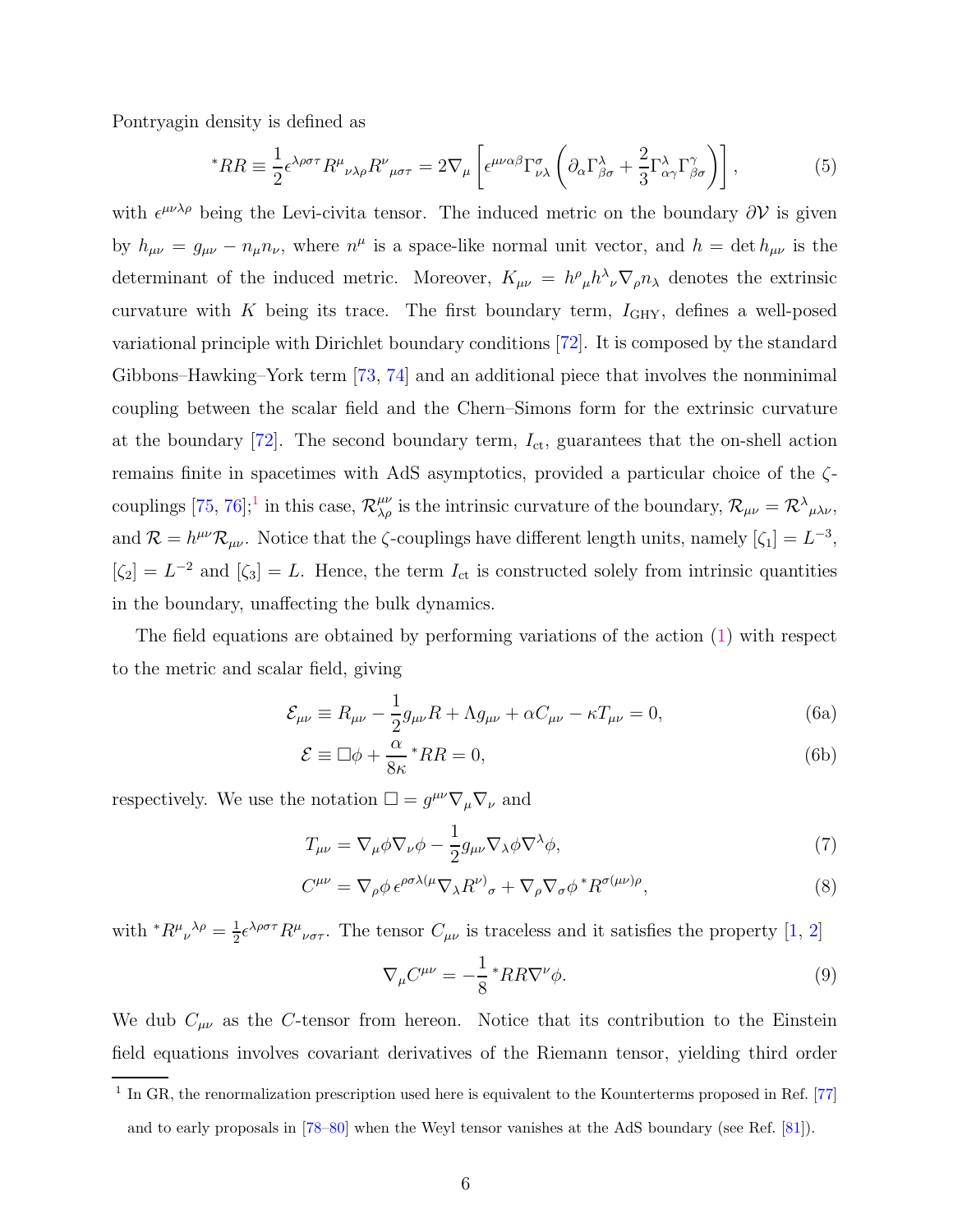Pontryagin density is defined as

$$
{}^*RR \equiv \frac{1}{2}\epsilon^{\lambda\rho\sigma\tau} R^{\mu}{}_{\nu\lambda\rho} R^{\nu}{}_{\mu\sigma\tau} = 2\nabla_{\mu}\left[\epsilon^{\mu\nu\alpha\beta}\Gamma^{\sigma}_{\nu\lambda}\left(\partial_{\alpha}\Gamma^{\lambda}_{\beta\sigma} + \frac{2}{3}\Gamma^{\lambda}_{\alpha\gamma}\Gamma^{\gamma}_{\beta\sigma}\right)\right], \tag{5}
$$

with $\epsilon^{\mu\nu\lambda\rho}$ being the Levi-civita tensor. The induced metric on the boundary $\partial\mathcal{V}$ is given by $h_{\mu\nu} = g_{\mu\nu} - n_{\mu}n_{\nu}$, where $n^{\mu}$ is a space-like normal unit vector, and $h = \det h_{\mu\nu}$ is the determinant of the induced metric. Moreover, $K_{\mu\nu} = h^{\rho}{}_{\mu} h^{\lambda}{}_{\nu} \nabla_{\rho} n_{\lambda}$ denotes the extrinsic curvature with $K$ being its trace. The first boundary term, $I_{\rm GHY}$, defines a well-posed variational principle with Dirichlet boundary conditions [72]. It is composed by the standard Gibbons–Hawking–York term [73, 74] and an additional piece that involves the nonminimal coupling between the scalar field and the Chern–Simons form for the extrinsic curvature at the boundary [72]. The second boundary term, $I_{\rm ct}$, guarantees that the on-shell action remains finite in spacetimes with AdS asymptotics, provided a particular choice of the $\zeta$-couplings [75, 76];[1] in this case, $\mathcal{R}^{\mu\nu}_{\lambda\rho}$ is the intrinsic curvature of the boundary, $\mathcal{R}_{\mu\nu} = \mathcal{R}^{\lambda}{}_{\mu\lambda\nu}$, and $\mathcal{R} = h^{\mu\nu}\mathcal{R}_{\mu\nu}$. Notice that the $\zeta$-couplings have different length units, namely $[\zeta_1] = L^{-3}$, $[\zeta_2] = L^{-2}$ and $[\zeta_3] = L$. Hence, the term $I_{\rm ct}$ is constructed solely from intrinsic quantities in the boundary, unaffecting the bulk dynamics.

The field equations are obtained by performing variations of the action (1) with respect to the metric and scalar field, giving

$$
\mathcal{E}_{\mu\nu} \equiv R_{\mu\nu} - \frac{1}{2}g_{\mu\nu}R + \Lambda g_{\mu\nu} + \alpha C_{\mu\nu} - \kappa T_{\mu\nu} = 0, \tag{6a}
$$

$$
\mathcal{E} \equiv \Box\phi + \frac{\alpha}{8\kappa}{}^*RR = 0, \tag{6b}
$$

respectively. We use the notation $\Box = g^{\mu\nu}\nabla_{\mu}\nabla_{\nu}$ and

$$
T_{\mu\nu} = \nabla_{\mu}\phi\nabla_{\nu}\phi - \frac{1}{2}g_{\mu\nu}\nabla_{\lambda}\phi\nabla^{\lambda}\phi, \tag{7}
$$

$$
C^{\mu\nu} = \nabla_{\rho}\phi\,\epsilon^{\rho\sigma\lambda(\mu}\nabla_{\lambda}R^{\nu)}{}_{\sigma} + \nabla_{\rho}\nabla_{\sigma}\phi\,{}^*R^{\sigma(\mu\nu)\rho}, \tag{8}
$$

with ${}^*R^{\mu}{}_{\nu}{}^{\lambda\rho} = \frac{1}{2}\epsilon^{\lambda\rho\sigma\tau}R^{\mu}{}_{\nu\sigma\tau}$. The tensor $C_{\mu\nu}$ is traceless and it satisfies the property [1, 2]

$$
\nabla_{\mu}C^{\mu\nu} = -\frac{1}{8}{}^*RR\nabla^{\nu}\phi. \tag{9}
$$

We dub $C_{\mu\nu}$ as the $C$-tensor from hereon. Notice that its contribution to the Einstein field equations involves covariant derivatives of the Riemann tensor, yielding third order

---

[1] In GR, the renormalization prescription used here is equivalent to the Kounterterms proposed in Ref. [77] and to early proposals in [78–80] when the Weyl tensor vanishes at the AdS boundary (see Ref. [81]).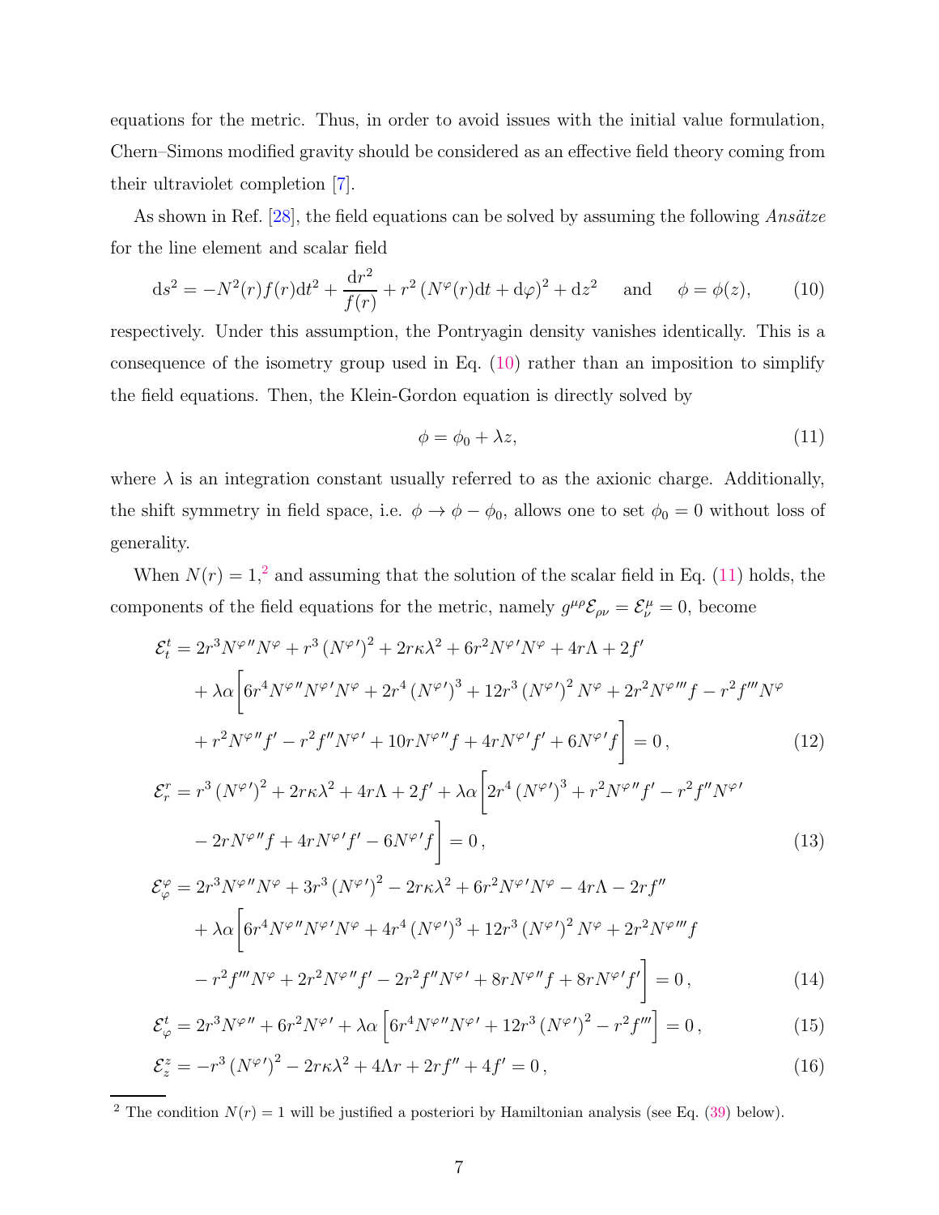equations for the metric. Thus, in order to avoid issues with the initial value formulation, Chern–Simons modified gravity should be considered as an effective field theory coming from their ultraviolet completion [7].

As shown in Ref. [28], the field equations can be solved by assuming the following *Ansätze* for the line element and scalar field

$$
\mathrm{d}s^2 = -N^2(r)f(r)\mathrm{d}t^2 + \frac{\mathrm{d}r^2}{f(r)} + r^2\left(N^\varphi(r)\mathrm{d}t + \mathrm{d}\varphi\right)^2 + \mathrm{d}z^2 \quad \text{and} \quad \phi = \phi(z), \tag{10}
$$

respectively. Under this assumption, the Pontryagin density vanishes identically. This is a consequence of the isometry group used in Eq. (10) rather than an imposition to simplify the field equations. Then, the Klein-Gordon equation is directly solved by

$$
\phi = \phi_0 + \lambda z, \tag{11}
$$

where $\lambda$ is an integration constant usually referred to as the axionic charge. Additionally, the shift symmetry in field space, i.e. $\phi \to \phi - \phi_0$, allows one to set $\phi_0 = 0$ without loss of generality.

When $N(r) = 1$,[2] and assuming that the solution of the scalar field in Eq. (11) holds, the components of the field equations for the metric, namely $g^{\mu\rho}\mathcal{E}_{\rho\nu} = \mathcal{E}^\mu_\nu = 0$, become

$$
\begin{aligned}
\mathcal{E}^t_t &= 2r^3 N^{\varphi\prime\prime}N^\varphi + r^3\left(N^{\varphi\prime}\right)^2 + 2r\kappa\lambda^2 + 6r^2 N^{\varphi\prime}N^\varphi + 4r\Lambda + 2f' \\
&\quad + \lambda\alpha\Big[6r^4 N^{\varphi\prime\prime}N^{\varphi\prime}N^\varphi + 2r^4\left(N^{\varphi\prime}\right)^3 + 12r^3\left(N^{\varphi\prime}\right)^2 N^\varphi + 2r^2 N^{\varphi\prime\prime\prime}f - r^2 f''' N^\varphi \\
&\quad + r^2 N^{\varphi\prime\prime}f' - r^2 f'' N^{\varphi\prime} + 10r N^{\varphi\prime\prime}f + 4r N^{\varphi\prime}f' + 6N^{\varphi\prime}f\Big] = 0\,,
\end{aligned} \tag{12}
$$

$$
\begin{aligned}
\mathcal{E}^r_r &= r^3\left(N^{\varphi\prime}\right)^2 + 2r\kappa\lambda^2 + 4r\Lambda + 2f' + \lambda\alpha\Big[2r^4\left(N^{\varphi\prime}\right)^3 + r^2 N^{\varphi\prime\prime}f' - r^2 f'' N^{\varphi\prime} \\
&\quad - 2r N^{\varphi\prime\prime}f + 4r N^{\varphi\prime}f' - 6N^{\varphi\prime}f\Big] = 0\,,
\end{aligned} \tag{13}
$$

$$
\begin{aligned}
\mathcal{E}^\varphi_\varphi &= 2r^3 N^{\varphi\prime\prime}N^\varphi + 3r^3\left(N^{\varphi\prime}\right)^2 - 2r\kappa\lambda^2 + 6r^2 N^{\varphi\prime}N^\varphi - 4r\Lambda - 2rf'' \\
&\quad + \lambda\alpha\Big[6r^4 N^{\varphi\prime\prime}N^{\varphi\prime}N^\varphi + 4r^4\left(N^{\varphi\prime}\right)^3 + 12r^3\left(N^{\varphi\prime}\right)^2 N^\varphi + 2r^2 N^{\varphi\prime\prime\prime}f \\
&\quad - r^2 f''' N^\varphi + 2r^2 N^{\varphi\prime\prime}f' - 2r^2 f'' N^{\varphi\prime} + 8r N^{\varphi\prime\prime}f + 8r N^{\varphi\prime}f'\Big] = 0\,,
\end{aligned} \tag{14}
$$

$$
\mathcal{E}^t_\varphi = 2r^3 N^{\varphi\prime\prime} + 6r^2 N^{\varphi\prime} + \lambda\alpha\left[6r^4 N^{\varphi\prime\prime}N^{\varphi\prime} + 12r^3\left(N^{\varphi\prime}\right)^2 - r^2 f'''\right] = 0\,, \tag{15}
$$

$$
\mathcal{E}^z_z = -r^3\left(N^{\varphi\prime}\right)^2 - 2r\kappa\lambda^2 + 4\Lambda r + 2rf'' + 4f' = 0\,, \tag{16}
$$

[2] The condition $N(r) = 1$ will be justified a posteriori by Hamiltonian analysis (see Eq. (39) below).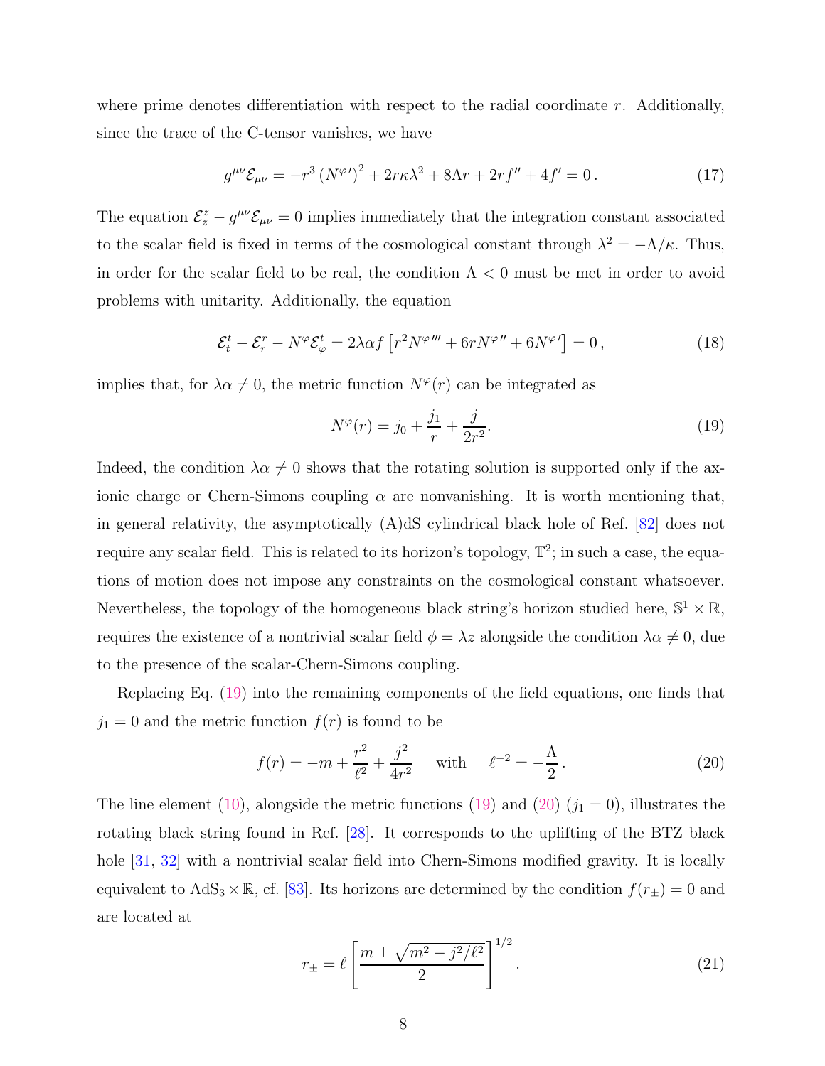where prime denotes differentiation with respect to the radial coordinate $r$. Additionally, since the trace of the C-tensor vanishes, we have

$$g^{\mu\nu}\mathcal{E}_{\mu\nu} = -r^3\left(N^{\varphi\prime}\right)^2 + 2r\kappa\lambda^2 + 8\Lambda r + 2rf'' + 4f' = 0\,. \tag{17}$$

The equation $\mathcal{E}^z_z - g^{\mu\nu}\mathcal{E}_{\mu\nu} = 0$ implies immediately that the integration constant associated to the scalar field is fixed in terms of the cosmological constant through $\lambda^2 = -\Lambda/\kappa$. Thus, in order for the scalar field to be real, the condition $\Lambda < 0$ must be met in order to avoid problems with unitarity. Additionally, the equation

$$\mathcal{E}^t_t - \mathcal{E}^r_r - N^\varphi \mathcal{E}^t_\varphi = 2\lambda\alpha f\left[r^2 N^{\varphi\prime\prime\prime} + 6rN^{\varphi\prime\prime} + 6N^{\varphi\prime}\right] = 0\,, \tag{18}$$

implies that, for $\lambda\alpha \neq 0$, the metric function $N^\varphi(r)$ can be integrated as

$$N^\varphi(r) = j_0 + \frac{j_1}{r} + \frac{j}{2r^2}. \tag{19}$$

Indeed, the condition $\lambda\alpha \neq 0$ shows that the rotating solution is supported only if the axionic charge or Chern-Simons coupling $\alpha$ are nonvanishing. It is worth mentioning that, in general relativity, the asymptotically (A)dS cylindrical black hole of Ref. [82] does not require any scalar field. This is related to its horizon's topology, $\mathbb{T}^2$; in such a case, the equations of motion does not impose any constraints on the cosmological constant whatsoever. Nevertheless, the topology of the homogeneous black string's horizon studied here, $\mathbb{S}^1 \times \mathbb{R}$, requires the existence of a nontrivial scalar field $\phi = \lambda z$ alongside the condition $\lambda\alpha \neq 0$, due to the presence of the scalar-Chern-Simons coupling.

Replacing Eq. (19) into the remaining components of the field equations, one finds that $j_1 = 0$ and the metric function $f(r)$ is found to be

$$f(r) = -m + \frac{r^2}{\ell^2} + \frac{j^2}{4r^2} \quad \text{with} \quad \ell^{-2} = -\frac{\Lambda}{2}\,. \tag{20}$$

The line element (10), alongside the metric functions (19) and (20) ($j_1 = 0$), illustrates the rotating black string found in Ref. [28]. It corresponds to the uplifting of the BTZ black hole [31, 32] with a nontrivial scalar field into Chern-Simons modified gravity. It is locally equivalent to $\mathrm{AdS}_3 \times \mathbb{R}$, cf. [83]. Its horizons are determined by the condition $f(r_\pm) = 0$ and are located at

$$r_\pm = \ell\left[\frac{m \pm \sqrt{m^2 - j^2/\ell^2}}{2}\right]^{1/2}. \tag{21}$$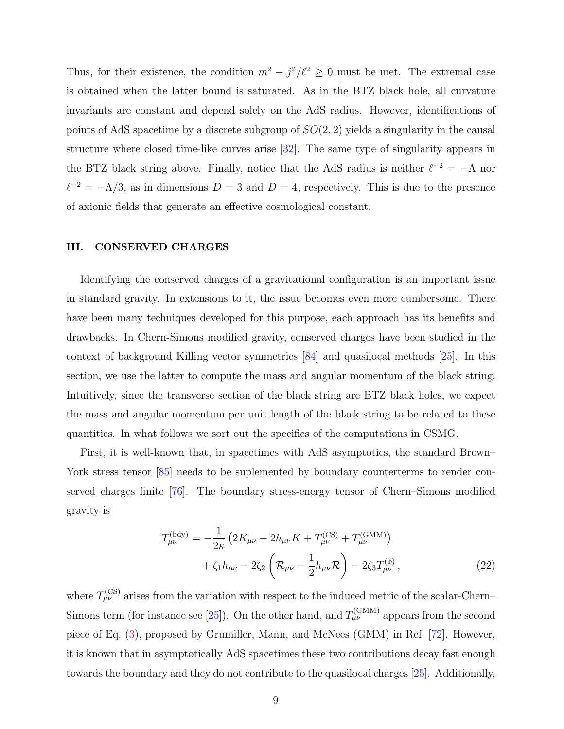Thus, for their existence, the condition $m^2 - j^2/\ell^2 \geq 0$ must be met. The extremal case is obtained when the latter bound is saturated. As in the BTZ black hole, all curvature invariants are constant and depend solely on the AdS radius. However, identifications of points of AdS spacetime by a discrete subgroup of $SO(2,2)$ yields a singularity in the causal structure where closed time-like curves arise [32]. The same type of singularity appears in the BTZ black string above. Finally, notice that the AdS radius is neither $\ell^{-2} = -\Lambda$ nor $\ell^{-2} = -\Lambda/3$, as in dimensions $D = 3$ and $D = 4$, respectively. This is due to the presence of axionic fields that generate an effective cosmological constant.

## III. CONSERVED CHARGES

Identifying the conserved charges of a gravitational configuration is an important issue in standard gravity. In extensions to it, the issue becomes even more cumbersome. There have been many techniques developed for this purpose, each approach has its benefits and drawbacks. In Chern-Simons modified gravity, conserved charges have been studied in the context of background Killing vector symmetries [84] and quasilocal methods [25]. In this section, we use the latter to compute the mass and angular momentum of the black string. Intuitively, since the transverse section of the black string are BTZ black holes, we expect the mass and angular momentum per unit length of the black string to be related to these quantities. In what follows we sort out the specifics of the computations in CSMG.

First, it is well-known that, in spacetimes with AdS asymptotics, the standard Brown–York stress tensor [85] needs to be suplemented by boundary counterterms to render conserved charges finite [76]. The boundary stress-energy tensor of Chern–Simons modified gravity is

$$
\begin{aligned}
T_{\mu\nu}^{(\mathrm{bdy})} = &-\frac{1}{2\kappa}\left(2K_{\mu\nu} - 2h_{\mu\nu}K + T_{\mu\nu}^{(\mathrm{CS})} + T_{\mu\nu}^{(\mathrm{GMM})}\right) \\
&+ \zeta_1 h_{\mu\nu} - 2\zeta_2\left(\mathcal{R}_{\mu\nu} - \frac{1}{2}h_{\mu\nu}\mathcal{R}\right) - 2\zeta_3 T_{\mu\nu}^{(\phi)}\,,
\end{aligned}
\tag{22}
$$

where $T_{\mu\nu}^{(\mathrm{CS})}$ arises from the variation with respect to the induced metric of the scalar-Chern–Simons term (for instance see [25]). On the other hand, and $T_{\mu\nu}^{(\mathrm{GMM})}$ appears from the second piece of Eq. (3), proposed by Grumiller, Mann, and McNees (GMM) in Ref. [72]. However, it is known that in asymptotically AdS spacetimes these two contributions decay fast enough towards the boundary and they do not contribute to the quasilocal charges [25]. Additionally,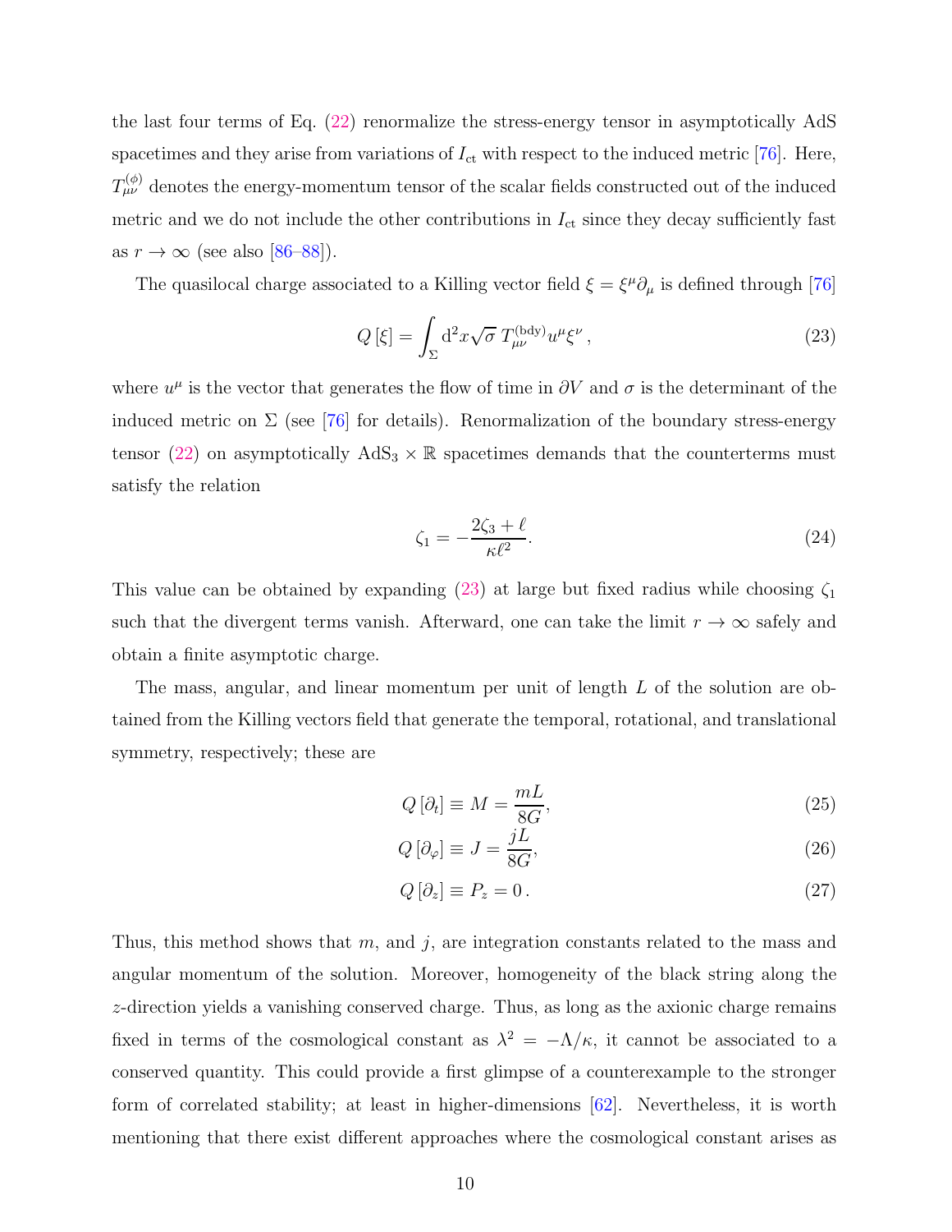the last four terms of Eq. (22) renormalize the stress-energy tensor in asymptotically AdS spacetimes and they arise from variations of $I_{\rm ct}$ with respect to the induced metric [76]. Here, $T^{(\phi)}_{\mu\nu}$ denotes the energy-momentum tensor of the scalar fields constructed out of the induced metric and we do not include the other contributions in $I_{\rm ct}$ since they decay sufficiently fast as $r \to \infty$ (see also [86–88]).

The quasilocal charge associated to a Killing vector field $\xi = \xi^\mu \partial_\mu$ is defined through [76]

$$
Q\left[\xi\right] = \int_\Sigma \mathrm{d}^2 x \sqrt{\sigma}\; T^{(\mathrm{bdy})}_{\mu\nu} u^\mu \xi^\nu \,, \tag{23}
$$

where $u^\mu$ is the vector that generates the flow of time in $\partial V$ and $\sigma$ is the determinant of the induced metric on $\Sigma$ (see [76] for details). Renormalization of the boundary stress-energy tensor (22) on asymptotically $\mathrm{AdS}_3 \times \mathbb{R}$ spacetimes demands that the counterterms must satisfy the relation

$$
\zeta_1 = -\frac{2\zeta_3 + \ell}{\kappa \ell^2}. \tag{24}
$$

This value can be obtained by expanding (23) at large but fixed radius while choosing $\zeta_1$ such that the divergent terms vanish. Afterward, one can take the limit $r \to \infty$ safely and obtain a finite asymptotic charge.

The mass, angular, and linear momentum per unit of length $L$ of the solution are obtained from the Killing vectors field that generate the temporal, rotational, and translational symmetry, respectively; these are

$$
Q\left[\partial_t\right] \equiv M = \frac{mL}{8G}, \tag{25}
$$

$$
Q\left[\partial_\varphi\right] \equiv J = \frac{jL}{8G}, \tag{26}
$$

$$
Q\left[\partial_z\right] \equiv P_z = 0\,. \tag{27}
$$

Thus, this method shows that $m$, and $j$, are integration constants related to the mass and angular momentum of the solution. Moreover, homogeneity of the black string along the $z$-direction yields a vanishing conserved charge. Thus, as long as the axionic charge remains fixed in terms of the cosmological constant as $\lambda^2 = -\Lambda/\kappa$, it cannot be associated to a conserved quantity. This could provide a first glimpse of a counterexample to the stronger form of correlated stability; at least in higher-dimensions [62]. Nevertheless, it is worth mentioning that there exist different approaches where the cosmological constant arises as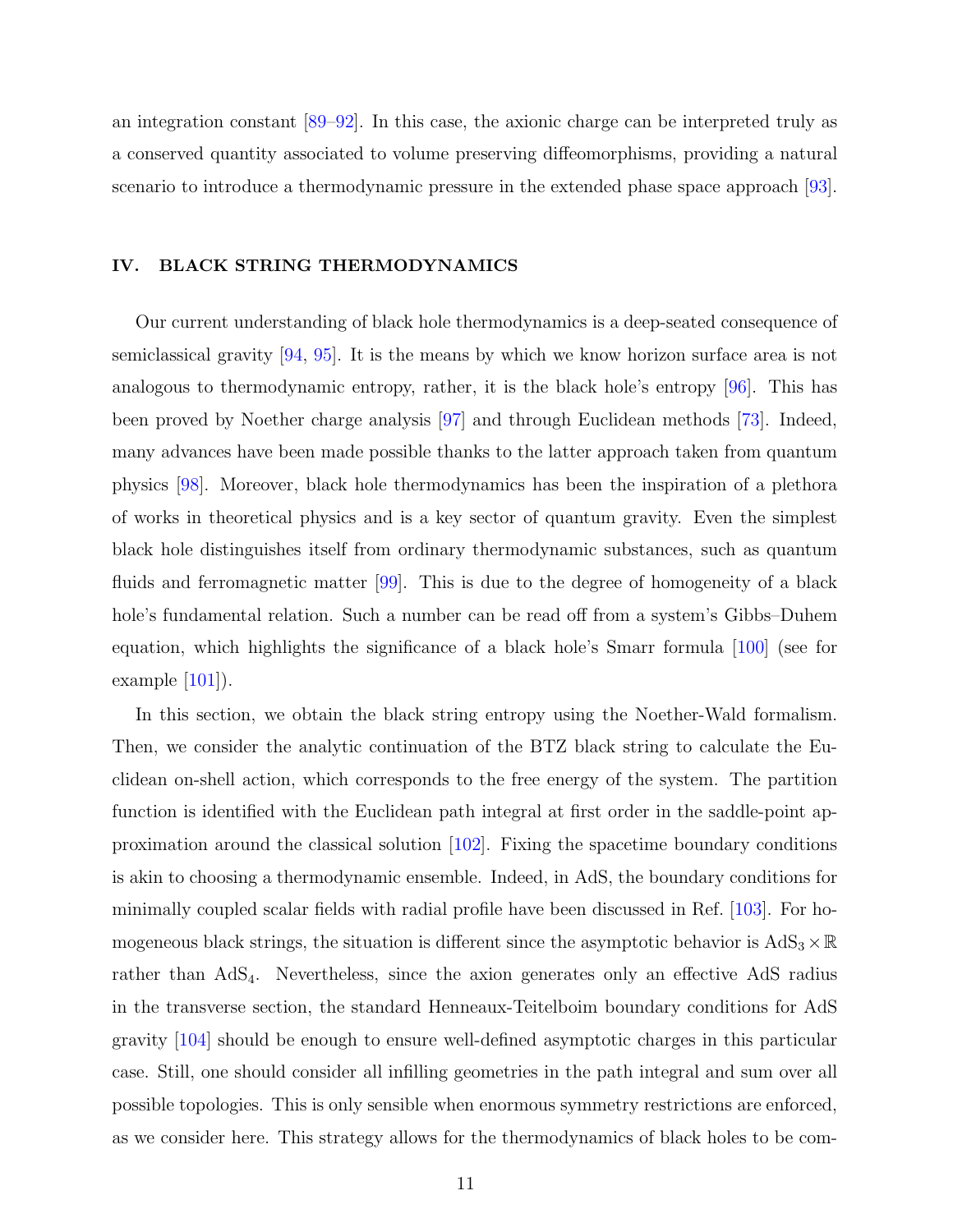an integration constant [89–92]. In this case, the axionic charge can be interpreted truly as a conserved quantity associated to volume preserving diffeomorphisms, providing a natural scenario to introduce a thermodynamic pressure in the extended phase space approach [93].

## IV. BLACK STRING THERMODYNAMICS

Our current understanding of black hole thermodynamics is a deep-seated consequence of semiclassical gravity [94, 95]. It is the means by which we know horizon surface area is not analogous to thermodynamic entropy, rather, it is the black hole's entropy [96]. This has been proved by Noether charge analysis [97] and through Euclidean methods [73]. Indeed, many advances have been made possible thanks to the latter approach taken from quantum physics [98]. Moreover, black hole thermodynamics has been the inspiration of a plethora of works in theoretical physics and is a key sector of quantum gravity. Even the simplest black hole distinguishes itself from ordinary thermodynamic substances, such as quantum fluids and ferromagnetic matter [99]. This is due to the degree of homogeneity of a black hole's fundamental relation. Such a number can be read off from a system's Gibbs–Duhem equation, which highlights the significance of a black hole's Smarr formula [100] (see for example [101]).

In this section, we obtain the black string entropy using the Noether-Wald formalism. Then, we consider the analytic continuation of the BTZ black string to calculate the Euclidean on-shell action, which corresponds to the free energy of the system. The partition function is identified with the Euclidean path integral at first order in the saddle-point approximation around the classical solution [102]. Fixing the spacetime boundary conditions is akin to choosing a thermodynamic ensemble. Indeed, in AdS, the boundary conditions for minimally coupled scalar fields with radial profile have been discussed in Ref. [103]. For homogeneous black strings, the situation is different since the asymptotic behavior is $\mathrm{AdS}_3 \times \mathbb{R}$ rather than $\mathrm{AdS}_4$. Nevertheless, since the axion generates only an effective AdS radius in the transverse section, the standard Henneaux-Teitelboim boundary conditions for AdS gravity [104] should be enough to ensure well-defined asymptotic charges in this particular case. Still, one should consider all infilling geometries in the path integral and sum over all possible topologies. This is only sensible when enormous symmetry restrictions are enforced, as we consider here. This strategy allows for the thermodynamics of black holes to be com-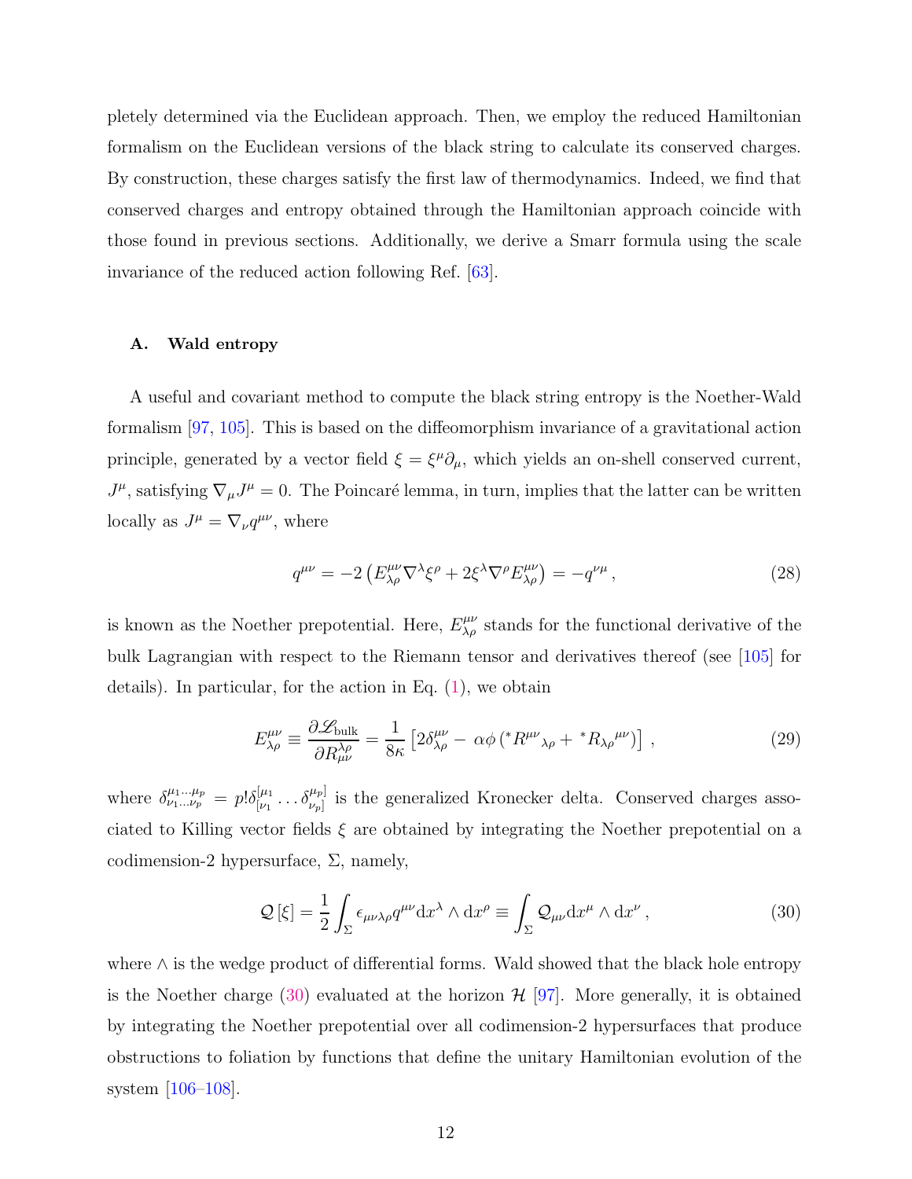pletely determined via the Euclidean approach. Then, we employ the reduced Hamiltonian formalism on the Euclidean versions of the black string to calculate its conserved charges. By construction, these charges satisfy the first law of thermodynamics. Indeed, we find that conserved charges and entropy obtained through the Hamiltonian approach coincide with those found in previous sections. Additionally, we derive a Smarr formula using the scale invariance of the reduced action following Ref. [63].

### A. Wald entropy

A useful and covariant method to compute the black string entropy is the Noether-Wald formalism [97, 105]. This is based on the diffeomorphism invariance of a gravitational action principle, generated by a vector field $\xi = \xi^\mu \partial_\mu$, which yields an on-shell conserved current, $J^\mu$, satisfying $\nabla_\mu J^\mu = 0$. The Poincaré lemma, in turn, implies that the latter can be written locally as $J^\mu = \nabla_\nu q^{\mu\nu}$, where

$$
q^{\mu\nu} = -2\left(E^{\mu\nu}_{\lambda\rho}\nabla^\lambda \xi^\rho + 2\xi^\lambda \nabla^\rho E^{\mu\nu}_{\lambda\rho}\right) = -q^{\nu\mu}\,, \tag{28}
$$

is known as the Noether prepotential. Here, $E^{\mu\nu}_{\lambda\rho}$ stands for the functional derivative of the bulk Lagrangian with respect to the Riemann tensor and derivatives thereof (see [105] for details). In particular, for the action in Eq. (1), we obtain

$$
E^{\mu\nu}_{\lambda\rho} \equiv \frac{\partial \mathscr{L}_{\text{bulk}}}{\partial R^{\lambda\rho}_{\mu\nu}} = \frac{1}{8\kappa}\left[2\delta^{\mu\nu}_{\lambda\rho} - \alpha\phi\left({}^*R^{\mu\nu}{}_{\lambda\rho} + {}^*R_{\lambda\rho}{}^{\mu\nu}\right)\right]\,, \tag{29}
$$

where $\delta^{\mu_1\ldots\mu_p}_{\nu_1\ldots\nu_p} = p!\delta^{[\mu_1}_{[\nu_1}\ldots\delta^{\mu_p]}_{\nu_p]}$ is the generalized Kronecker delta. Conserved charges associated to Killing vector fields $\xi$ are obtained by integrating the Noether prepotential on a codimension-2 hypersurface, $\Sigma$, namely,

$$
\mathcal{Q}\left[\xi\right] = \frac{1}{2}\int_\Sigma \epsilon_{\mu\nu\lambda\rho} q^{\mu\nu} \mathrm{d}x^\lambda \wedge \mathrm{d}x^\rho \equiv \int_\Sigma \mathcal{Q}_{\mu\nu}\mathrm{d}x^\mu \wedge \mathrm{d}x^\nu\,, \tag{30}
$$

where $\wedge$ is the wedge product of differential forms. Wald showed that the black hole entropy is the Noether charge (30) evaluated at the horizon $\mathcal{H}$ [97]. More generally, it is obtained by integrating the Noether prepotential over all codimension-2 hypersurfaces that produce obstructions to foliation by functions that define the unitary Hamiltonian evolution of the system [106–108].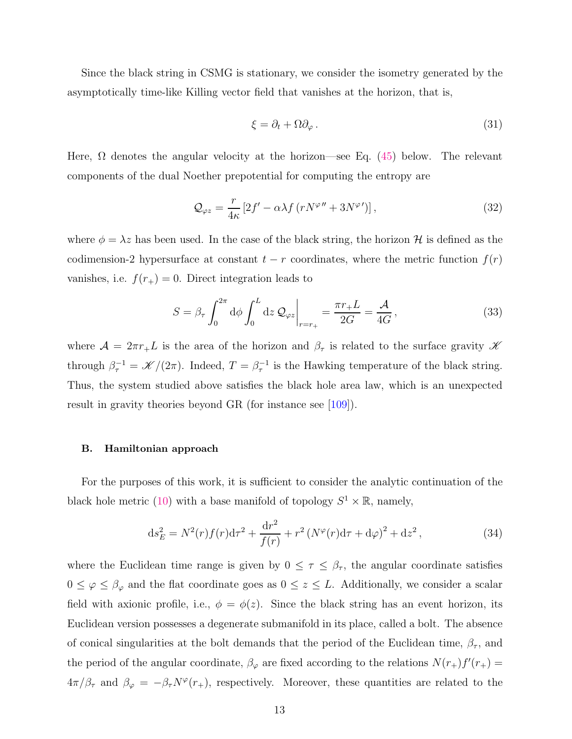Since the black string in CSMG is stationary, we consider the isometry generated by the asymptotically time-like Killing vector field that vanishes at the horizon, that is,

$$
\xi = \partial_t + \Omega \partial_\varphi \,. \tag{31}
$$

Here, $\Omega$ denotes the angular velocity at the horizon—see Eq. (45) below. The relevant components of the dual Noether prepotential for computing the entropy are

$$
\mathcal{Q}_{\varphi z} = \frac{r}{4\kappa}\left[2f' - \alpha\lambda f\left(rN^{\varphi\prime\prime} + 3N^{\varphi\prime}\right)\right], \tag{32}
$$

where $\phi = \lambda z$ has been used. In the case of the black string, the horizon $\mathcal{H}$ is defined as the codimension-2 hypersurface at constant $t-r$ coordinates, where the metric function $f(r)$ vanishes, i.e. $f(r_+) = 0$. Direct integration leads to

$$
S = \beta_\tau \int_0^{2\pi} \mathrm{d}\phi \int_0^L \mathrm{d}z \, \mathcal{Q}_{\varphi z}\bigg|_{r=r_+} = \frac{\pi r_+ L}{2G} = \frac{\mathcal{A}}{4G}\,, \tag{33}
$$

where $\mathcal{A} = 2\pi r_+ L$ is the area of the horizon and $\beta_\tau$ is related to the surface gravity $\mathscr{K}$ through $\beta_\tau^{-1} = \mathscr{K}/(2\pi)$. Indeed, $T = \beta_\tau^{-1}$ is the Hawking temperature of the black string. Thus, the system studied above satisfies the black hole area law, which is an unexpected result in gravity theories beyond GR (for instance see [109]).

### B. Hamiltonian approach

For the purposes of this work, it is sufficient to consider the analytic continuation of the black hole metric (10) with a base manifold of topology $S^1 \times \mathbb{R}$, namely,

$$
\mathrm{d}s_E^2 = N^2(r) f(r) \mathrm{d}\tau^2 + \frac{\mathrm{d}r^2}{f(r)} + r^2\left(N^\varphi(r)\mathrm{d}\tau + \mathrm{d}\varphi\right)^2 + \mathrm{d}z^2\,, \tag{34}
$$

where the Euclidean time range is given by $0 \leq \tau \leq \beta_\tau$, the angular coordinate satisfies $0 \leq \varphi \leq \beta_\varphi$ and the flat coordinate goes as $0 \leq z \leq L$. Additionally, we consider a scalar field with axionic profile, i.e., $\phi = \phi(z)$. Since the black string has an event horizon, its Euclidean version possesses a degenerate submanifold in its place, called a bolt. The absence of conical singularities at the bolt demands that the period of the Euclidean time, $\beta_\tau$, and the period of the angular coordinate, $\beta_\varphi$ are fixed according to the relations $N(r_+)f'(r_+) = 4\pi/\beta_\tau$ and $\beta_\varphi = -\beta_\tau N^\varphi(r_+)$, respectively. Moreover, these quantities are related to the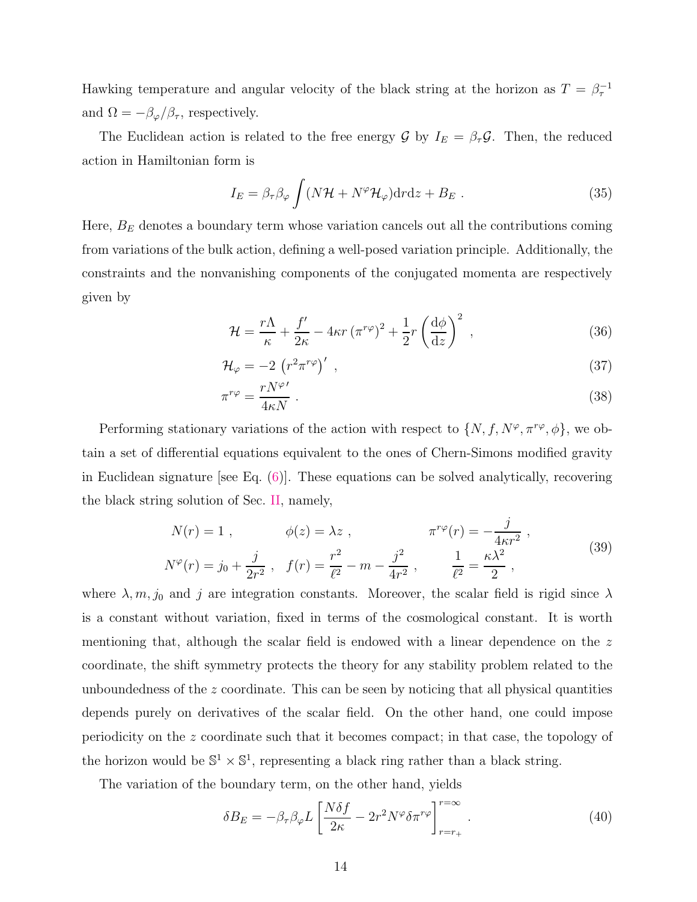Hawking temperature and angular velocity of the black string at the horizon as $T = \beta_\tau^{-1}$ and $\Omega = -\beta_\varphi/\beta_\tau$, respectively.

The Euclidean action is related to the free energy $\mathcal{G}$ by $I_E = \beta_\tau \mathcal{G}$. Then, the reduced action in Hamiltonian form is

$$I_E = \beta_\tau \beta_\varphi \int (N\mathcal{H} + N^\varphi \mathcal{H}_\varphi) \mathrm{d}r\mathrm{d}z + B_E \ . \tag{35}$$

Here, $B_E$ denotes a boundary term whose variation cancels out all the contributions coming from variations of the bulk action, defining a well-posed variation principle. Additionally, the constraints and the nonvanishing components of the conjugated momenta are respectively given by

$$\mathcal{H} = \frac{r\Lambda}{\kappa} + \frac{f'}{2\kappa} - 4\kappa r \left(\pi^{r\varphi}\right)^2 + \frac{1}{2} r \left(\frac{\mathrm{d}\phi}{\mathrm{d}z}\right)^2 \ , \tag{36}$$

$$\mathcal{H}_\varphi = -2\left(r^2 \pi^{r\varphi}\right)' \ , \tag{37}$$

$$\pi^{r\varphi} = \frac{r N^{\varphi\prime}}{4\kappa N} \ . \tag{38}$$

Performing stationary variations of the action with respect to $\{N, f, N^\varphi, \pi^{r\varphi}, \phi\}$, we obtain a set of differential equations equivalent to the ones of Chern-Simons modified gravity in Euclidean signature [see Eq. (6)]. These equations can be solved analytically, recovering the black string solution of Sec. II, namely,

$$\begin{aligned} N(r) &= 1 \ , & \phi(z) &= \lambda z \ , & \pi^{r\varphi}(r) &= -\frac{j}{4\kappa r^2} \ , \\ N^\varphi(r) &= j_0 + \frac{j}{2r^2} \ , & f(r) &= \frac{r^2}{\ell^2} - m - \frac{j^2}{4r^2} \ , & \frac{1}{\ell^2} &= \frac{\kappa\lambda^2}{2} \ , \end{aligned} \tag{39}$$

where $\lambda, m, j_0$ and $j$ are integration constants. Moreover, the scalar field is rigid since $\lambda$ is a constant without variation, fixed in terms of the cosmological constant. It is worth mentioning that, although the scalar field is endowed with a linear dependence on the $z$ coordinate, the shift symmetry protects the theory for any stability problem related to the unboundedness of the $z$ coordinate. This can be seen by noticing that all physical quantities depends purely on derivatives of the scalar field. On the other hand, one could impose periodicity on the $z$ coordinate such that it becomes compact; in that case, the topology of the horizon would be $\mathbb{S}^1 \times \mathbb{S}^1$, representing a black ring rather than a black string.

The variation of the boundary term, on the other hand, yields

$$\delta B_E = -\beta_\tau \beta_\varphi L \left[\frac{N\delta f}{2\kappa} - 2r^2 N^\varphi \delta\pi^{r\varphi}\right]_{r=r_+}^{r=\infty} \ . \tag{40}$$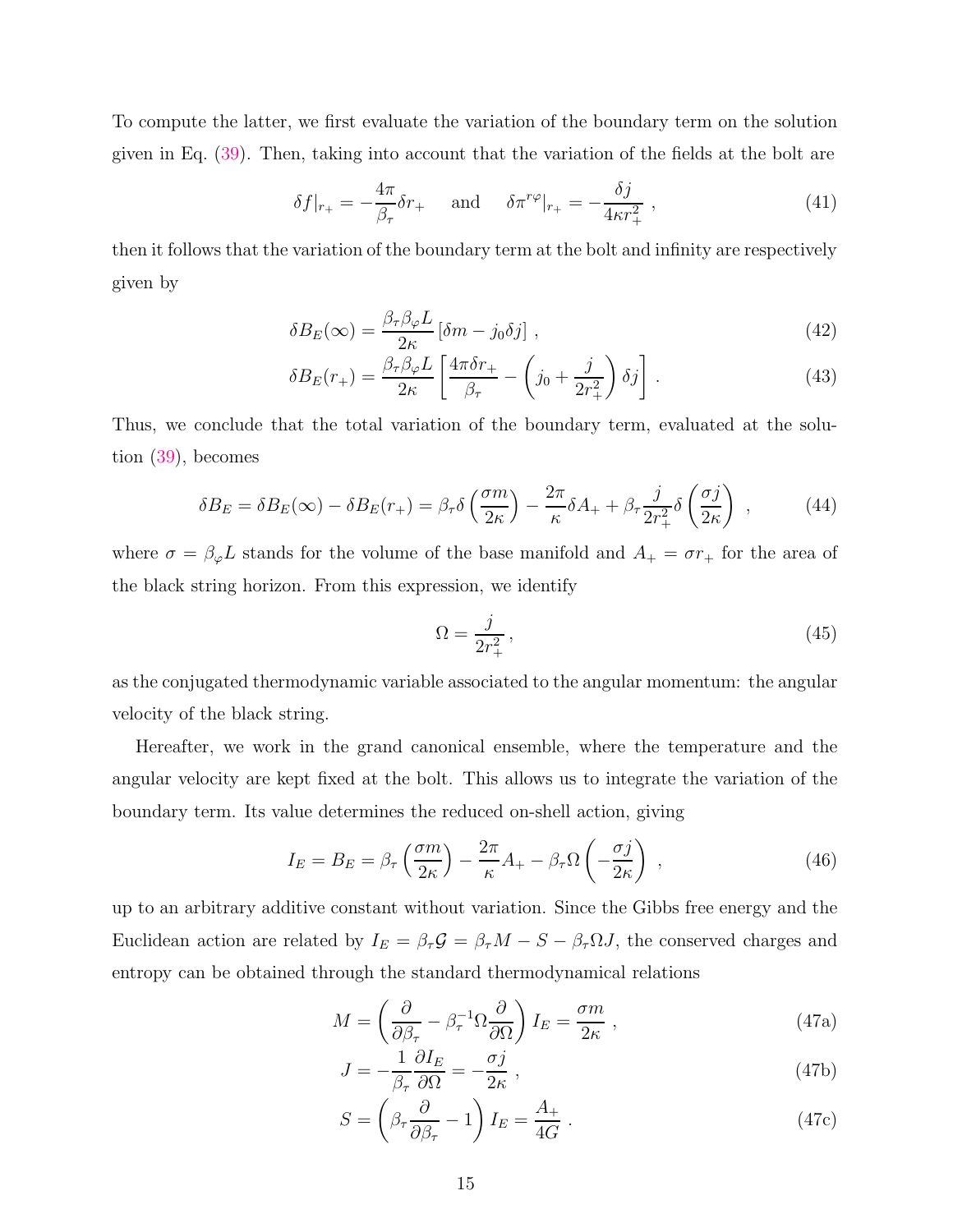To compute the latter, we first evaluate the variation of the boundary term on the solution given in Eq. (39). Then, taking into account that the variation of the fields at the bolt are

$$
\delta f|_{r_+} = -\frac{4\pi}{\beta_\tau}\delta r_+ \quad \text{and} \quad \delta \pi^{r\varphi}|_{r_+} = -\frac{\delta j}{4\kappa r_+^2} \,, \tag{41}
$$

then it follows that the variation of the boundary term at the bolt and infinity are respectively given by

$$
\delta B_E(\infty) = \frac{\beta_\tau \beta_\varphi L}{2\kappa}\left[\delta m - j_0 \delta j\right] \,, \tag{42}
$$

$$
\delta B_E(r_+) = \frac{\beta_\tau \beta_\varphi L}{2\kappa}\left[\frac{4\pi \delta r_+}{\beta_\tau} - \left(j_0 + \frac{j}{2r_+^2}\right)\delta j\right] \,. \tag{43}
$$

Thus, we conclude that the total variation of the boundary term, evaluated at the solution (39), becomes

$$
\delta B_E = \delta B_E(\infty) - \delta B_E(r_+) = \beta_\tau \delta\left(\frac{\sigma m}{2\kappa}\right) - \frac{2\pi}{\kappa}\delta A_+ + \beta_\tau \frac{j}{2r_+^2}\delta\left(\frac{\sigma j}{2\kappa}\right) \,, \tag{44}
$$

where $\sigma = \beta_\varphi L$ stands for the volume of the base manifold and $A_+ = \sigma r_+$ for the area of the black string horizon. From this expression, we identify

$$
\Omega = \frac{j}{2r_+^2} \,, \tag{45}
$$

as the conjugated thermodynamic variable associated to the angular momentum: the angular velocity of the black string.

Hereafter, we work in the grand canonical ensemble, where the temperature and the angular velocity are kept fixed at the bolt. This allows us to integrate the variation of the boundary term. Its value determines the reduced on-shell action, giving

$$
I_E = B_E = \beta_\tau \left(\frac{\sigma m}{2\kappa}\right) - \frac{2\pi}{\kappa}A_+ - \beta_\tau \Omega\left(-\frac{\sigma j}{2\kappa}\right) \,, \tag{46}
$$

up to an arbitrary additive constant without variation. Since the Gibbs free energy and the Euclidean action are related by $I_E = \beta_\tau \mathcal{G} = \beta_\tau M - S - \beta_\tau \Omega J$, the conserved charges and entropy can be obtained through the standard thermodynamical relations

$$
M = \left(\frac{\partial}{\partial \beta_\tau} - \beta_\tau^{-1}\Omega\frac{\partial}{\partial \Omega}\right) I_E = \frac{\sigma m}{2\kappa} \,, \tag{47a}
$$

$$
J = -\frac{1}{\beta_\tau}\frac{\partial I_E}{\partial \Omega} = -\frac{\sigma j}{2\kappa} \,, \tag{47b}
$$

$$
S = \left(\beta_\tau \frac{\partial}{\partial \beta_\tau} - 1\right) I_E = \frac{A_+}{4G} \,. \tag{47c}
$$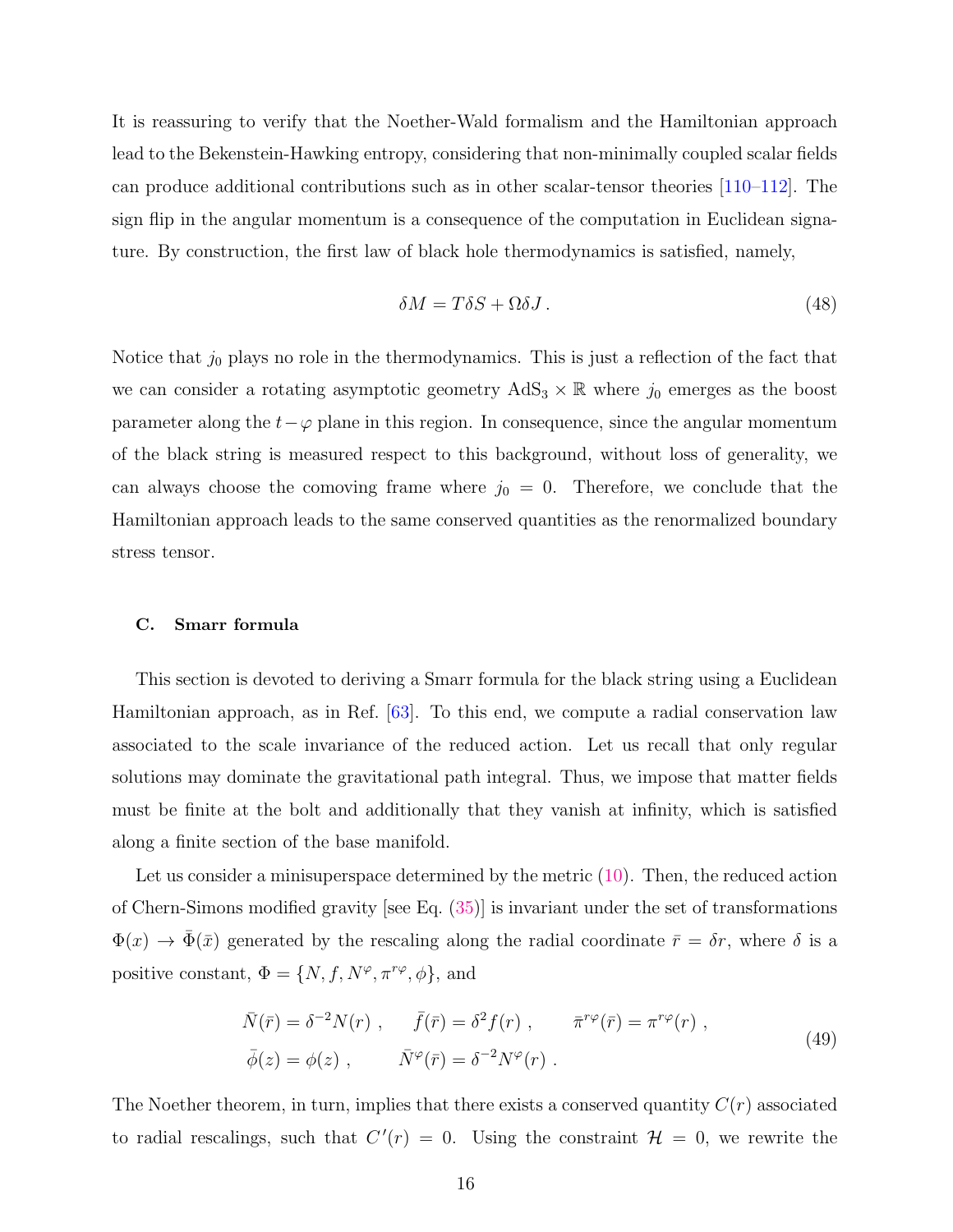It is reassuring to verify that the Noether-Wald formalism and the Hamiltonian approach lead to the Bekenstein-Hawking entropy, considering that non-minimally coupled scalar fields can produce additional contributions such as in other scalar-tensor theories [110–112]. The sign flip in the angular momentum is a consequence of the computation in Euclidean signature. By construction, the first law of black hole thermodynamics is satisfied, namely,

$$\delta M = T\delta S + \Omega \delta J\,. \tag{48}$$

Notice that $j_0$ plays no role in the thermodynamics. This is just a reflection of the fact that we can consider a rotating asymptotic geometry $\mathrm{AdS}_3 \times \mathbb{R}$ where $j_0$ emerges as the boost parameter along the $t-\varphi$ plane in this region. In consequence, since the angular momentum of the black string is measured respect to this background, without loss of generality, we can always choose the comoving frame where $j_0 = 0$. Therefore, we conclude that the Hamiltonian approach leads to the same conserved quantities as the renormalized boundary stress tensor.

### C. Smarr formula

This section is devoted to deriving a Smarr formula for the black string using a Euclidean Hamiltonian approach, as in Ref. [63]. To this end, we compute a radial conservation law associated to the scale invariance of the reduced action. Let us recall that only regular solutions may dominate the gravitational path integral. Thus, we impose that matter fields must be finite at the bolt and additionally that they vanish at infinity, which is satisfied along a finite section of the base manifold.

Let us consider a minisuperspace determined by the metric (10). Then, the reduced action of Chern-Simons modified gravity [see Eq. (35)] is invariant under the set of transformations $\Phi(x) \to \bar{\Phi}(\bar{x})$ generated by the rescaling along the radial coordinate $\bar{r} = \delta r$, where $\delta$ is a positive constant, $\Phi = \{N, f, N^{\varphi}, \pi^{r\varphi}, \phi\}$, and

$$\begin{aligned}
\bar{N}(\bar{r}) &= \delta^{-2}N(r)\ , \qquad \bar{f}(\bar{r}) = \delta^{2}f(r)\ , \qquad \bar{\pi}^{r\varphi}(\bar{r}) = \pi^{r\varphi}(r)\ , \\
\bar{\phi}(z) &= \phi(z)\ , \qquad \bar{N}^{\varphi}(\bar{r}) = \delta^{-2}N^{\varphi}(r)\ .
\end{aligned} \tag{49}$$

The Noether theorem, in turn, implies that there exists a conserved quantity $C(r)$ associated to radial rescalings, such that $C'(r) = 0$. Using the constraint $\mathcal{H} = 0$, we rewrite the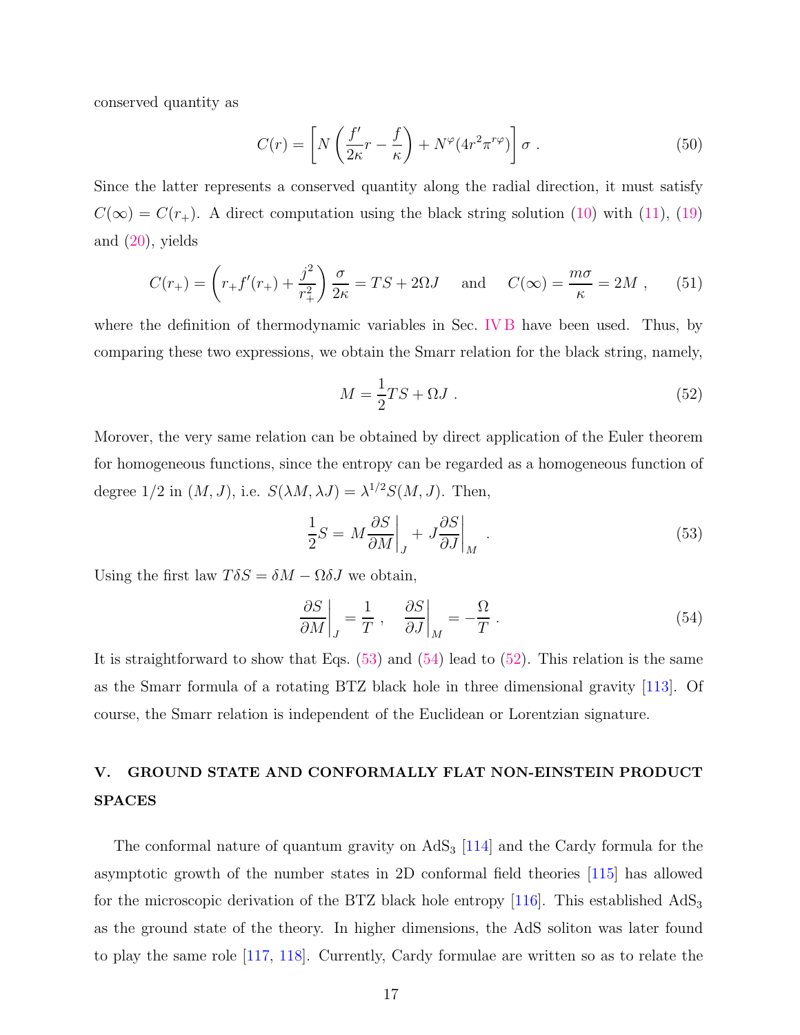conserved quantity as

$$C(r) = \left[N\left(\frac{f'}{2\kappa}r - \frac{f}{\kappa}\right) + N^{\varphi}(4r^{2}\pi^{r\varphi})\right]\sigma\ . \tag{50}$$

Since the latter represents a conserved quantity along the radial direction, it must satisfy $C(\infty) = C(r_+)$. A direct computation using the black string solution (10) with (11), (19) and (20), yields

$$C(r_+) = \left(r_+ f'(r_+) + \frac{j^2}{r_+^2}\right)\frac{\sigma}{2\kappa} = TS + 2\Omega J \quad \text{and} \quad C(\infty) = \frac{m\sigma}{\kappa} = 2M\ , \tag{51}$$

where the definition of thermodynamic variables in Sec. IV B have been used. Thus, by comparing these two expressions, we obtain the Smarr relation for the black string, namely,

$$M = \frac{1}{2}TS + \Omega J\ . \tag{52}$$

Morover, the very same relation can be obtained by direct application of the Euler theorem for homogeneous functions, since the entropy can be regarded as a homogeneous function of degree 1/2 in $(M, J)$, i.e. $S(\lambda M, \lambda J) = \lambda^{1/2} S(M, J)$. Then,

$$\frac{1}{2}S = M\frac{\partial S}{\partial M}\bigg|_J + J\frac{\partial S}{\partial J}\bigg|_M\ . \tag{53}$$

Using the first law $T\delta S = \delta M - \Omega\delta J$ we obtain,

$$\frac{\partial S}{\partial M}\bigg|_J = \frac{1}{T}\ ,\quad \frac{\partial S}{\partial J}\bigg|_M = -\frac{\Omega}{T}\ . \tag{54}$$

It is straightforward to show that Eqs. (53) and (54) lead to (52). This relation is the same as the Smarr formula of a rotating BTZ black hole in three dimensional gravity [113]. Of course, the Smarr relation is independent of the Euclidean or Lorentzian signature.

## V. GROUND STATE AND CONFORMALLY FLAT NON-EINSTEIN PRODUCT SPACES

The conformal nature of quantum gravity on $AdS_3$ [114] and the Cardy formula for the asymptotic growth of the number states in 2D conformal field theories [115] has allowed for the microscopic derivation of the BTZ black hole entropy [116]. This established $AdS_3$ as the ground state of the theory. In higher dimensions, the AdS soliton was later found to play the same role [117, 118]. Currently, Cardy formulae are written so as to relate the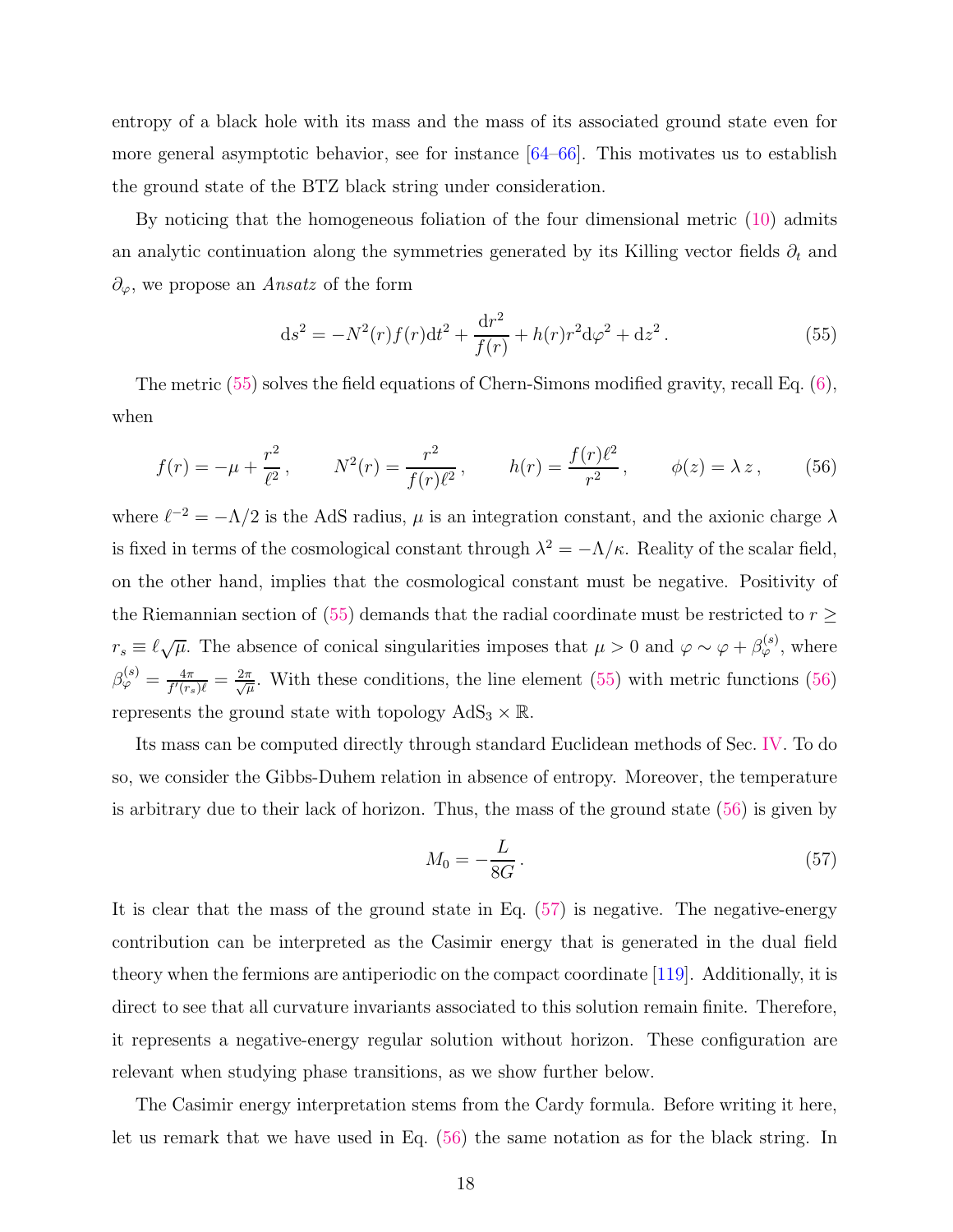entropy of a black hole with its mass and the mass of its associated ground state even for more general asymptotic behavior, see for instance [64–66]. This motivates us to establish the ground state of the BTZ black string under consideration.

By noticing that the homogeneous foliation of the four dimensional metric (10) admits an analytic continuation along the symmetries generated by its Killing vector fields $\partial_t$ and $\partial_\varphi$, we propose an *Ansatz* of the form

$$
\mathrm{d}s^2 = -N^2(r)f(r)\mathrm{d}t^2 + \frac{\mathrm{d}r^2}{f(r)} + h(r)r^2\mathrm{d}\varphi^2 + \mathrm{d}z^2\,. \tag{55}
$$

The metric (55) solves the field equations of Chern-Simons modified gravity, recall Eq. (6), when

$$
f(r) = -\mu + \frac{r^2}{\ell^2}\,, \qquad N^2(r) = \frac{r^2}{f(r)\ell^2}\,, \qquad h(r) = \frac{f(r)\ell^2}{r^2}\,, \qquad \phi(z) = \lambda\, z\,, \tag{56}
$$

where $\ell^{-2} = -\Lambda/2$ is the AdS radius, $\mu$ is an integration constant, and the axionic charge $\lambda$ is fixed in terms of the cosmological constant through $\lambda^2 = -\Lambda/\kappa$. Reality of the scalar field, on the other hand, implies that the cosmological constant must be negative. Positivity of the Riemannian section of (55) demands that the radial coordinate must be restricted to $r \geq r_s \equiv \ell\sqrt{\mu}$. The absence of conical singularities imposes that $\mu > 0$ and $\varphi \sim \varphi + \beta_\varphi^{(s)}$, where $\beta_\varphi^{(s)} = \frac{4\pi}{f'(r_s)\ell} = \frac{2\pi}{\sqrt{\mu}}$. With these conditions, the line element (55) with metric functions (56) represents the ground state with topology $\mathrm{AdS}_3 \times \mathbb{R}$.

Its mass can be computed directly through standard Euclidean methods of Sec. IV. To do so, we consider the Gibbs-Duhem relation in absence of entropy. Moreover, the temperature is arbitrary due to their lack of horizon. Thus, the mass of the ground state (56) is given by

$$
M_0 = -\frac{L}{8G}\,. \tag{57}
$$

It is clear that the mass of the ground state in Eq. (57) is negative. The negative-energy contribution can be interpreted as the Casimir energy that is generated in the dual field theory when the fermions are antiperiodic on the compact coordinate [119]. Additionally, it is direct to see that all curvature invariants associated to this solution remain finite. Therefore, it represents a negative-energy regular solution without horizon. These configuration are relevant when studying phase transitions, as we show further below.

The Casimir energy interpretation stems from the Cardy formula. Before writing it here, let us remark that we have used in Eq. (56) the same notation as for the black string. In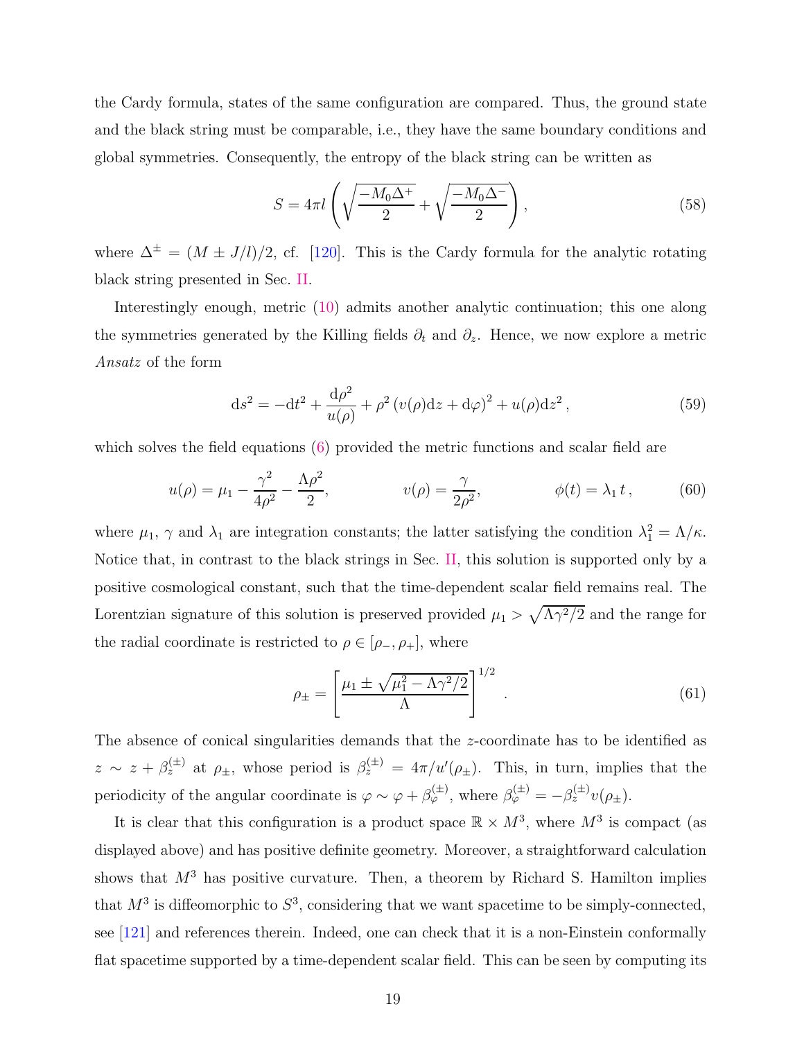the Cardy formula, states of the same configuration are compared. Thus, the ground state and the black string must be comparable, i.e., they have the same boundary conditions and global symmetries. Consequently, the entropy of the black string can be written as

$$S = 4\pi l \left( \sqrt{\frac{-M_0 \Delta^+}{2}} + \sqrt{\frac{-M_0 \Delta^-}{2}} \right), \tag{58}$$

where $\Delta^\pm = (M \pm J/l)/2$, cf. [120]. This is the Cardy formula for the analytic rotating black string presented in Sec. II.

Interestingly enough, metric (10) admits another analytic continuation; this one along the symmetries generated by the Killing fields $\partial_t$ and $\partial_z$. Hence, we now explore a metric *Ansatz* of the form

$$\mathrm{d}s^2 = -\mathrm{d}t^2 + \frac{\mathrm{d}\rho^2}{u(\rho)} + \rho^2 \left( v(\rho)\mathrm{d}z + \mathrm{d}\varphi \right)^2 + u(\rho)\mathrm{d}z^2 \,, \tag{59}$$

which solves the field equations (6) provided the metric functions and scalar field are

$$u(\rho) = \mu_1 - \frac{\gamma^2}{4\rho^2} - \frac{\Lambda \rho^2}{2}, \qquad v(\rho) = \frac{\gamma}{2\rho^2}, \qquad \phi(t) = \lambda_1 \, t \,, \tag{60}$$

where $\mu_1$, $\gamma$ and $\lambda_1$ are integration constants; the latter satisfying the condition $\lambda_1^2 = \Lambda/\kappa$. Notice that, in contrast to the black strings in Sec. II, this solution is supported only by a positive cosmological constant, such that the time-dependent scalar field remains real. The Lorentzian signature of this solution is preserved provided $\mu_1 > \sqrt{\Lambda\gamma^2/2}$ and the range for the radial coordinate is restricted to $\rho \in [\rho_-, \rho_+]$, where

$$\rho_\pm = \left[ \frac{\mu_1 \pm \sqrt{\mu_1^2 - \Lambda\gamma^2/2}}{\Lambda} \right]^{1/2} \,. \tag{61}$$

The absence of conical singularities demands that the $z$-coordinate has to be identified as $z \sim z + \beta_z^{(\pm)}$ at $\rho_\pm$, whose period is $\beta_z^{(\pm)} = 4\pi/u'(\rho_\pm)$. This, in turn, implies that the periodicity of the angular coordinate is $\varphi \sim \varphi + \beta_\varphi^{(\pm)}$, where $\beta_\varphi^{(\pm)} = -\beta_z^{(\pm)} v(\rho_\pm)$.

It is clear that this configuration is a product space $\mathbb{R} \times M^3$, where $M^3$ is compact (as displayed above) and has positive definite geometry. Moreover, a straightforward calculation shows that $M^3$ has positive curvature. Then, a theorem by Richard S. Hamilton implies that $M^3$ is diffeomorphic to $S^3$, considering that we want spacetime to be simply-connected, see [121] and references therein. Indeed, one can check that it is a non-Einstein conformally flat spacetime supported by a time-dependent scalar field. This can be seen by computing its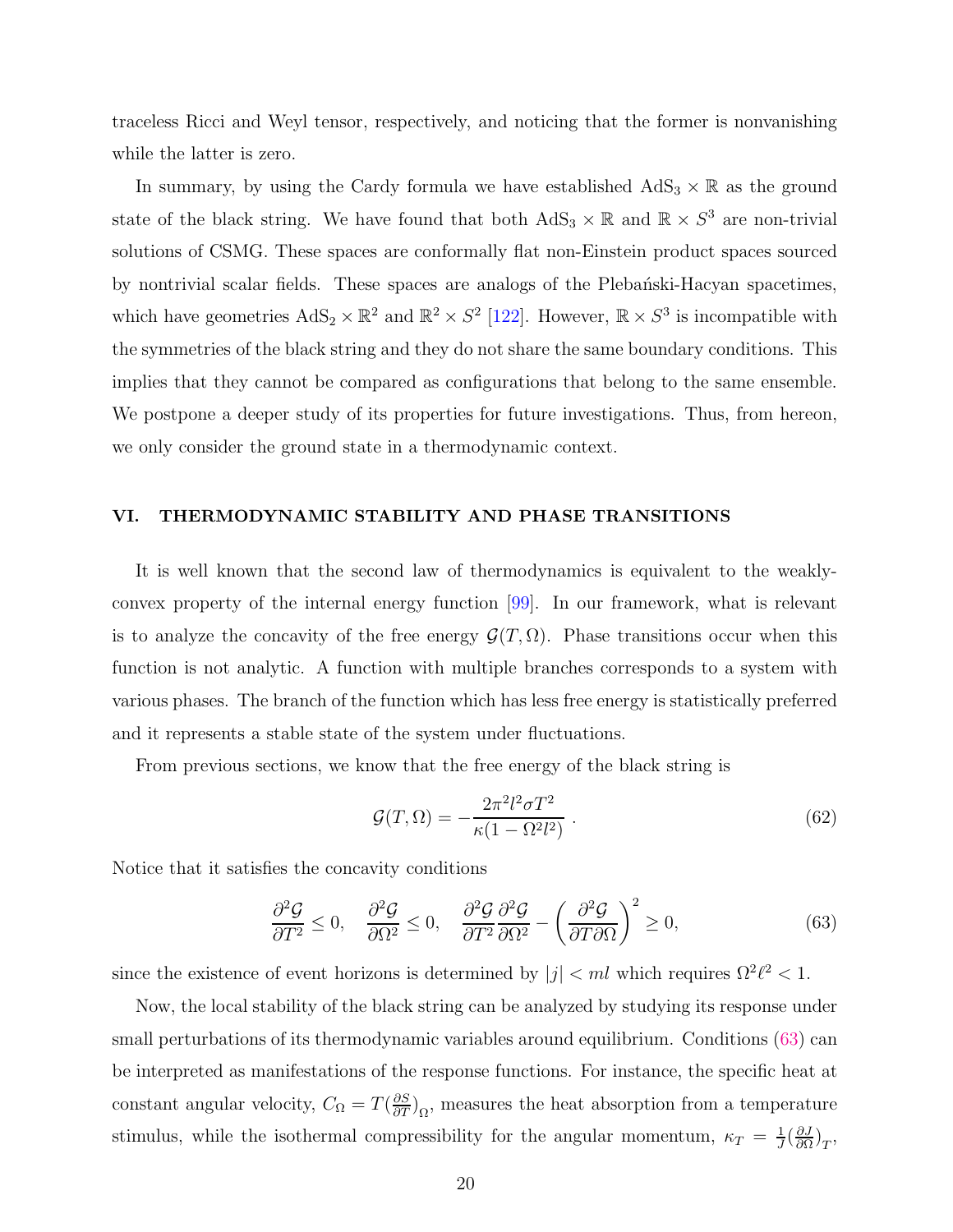traceless Ricci and Weyl tensor, respectively, and noticing that the former is nonvanishing while the latter is zero.

In summary, by using the Cardy formula we have established $\mathrm{AdS}_3 \times \mathbb{R}$ as the ground state of the black string. We have found that both $\mathrm{AdS}_3 \times \mathbb{R}$ and $\mathbb{R} \times S^3$ are non-trivial solutions of CSMG. These spaces are conformally flat non-Einstein product spaces sourced by nontrivial scalar fields. These spaces are analogs of the Plebański-Hacyan spacetimes, which have geometries $\mathrm{AdS}_2 \times \mathbb{R}^2$ and $\mathbb{R}^2 \times S^2$ [122]. However, $\mathbb{R} \times S^3$ is incompatible with the symmetries of the black string and they do not share the same boundary conditions. This implies that they cannot be compared as configurations that belong to the same ensemble. We postpone a deeper study of its properties for future investigations. Thus, from hereon, we only consider the ground state in a thermodynamic context.

## VI. THERMODYNAMIC STABILITY AND PHASE TRANSITIONS

It is well known that the second law of thermodynamics is equivalent to the weakly-convex property of the internal energy function [99]. In our framework, what is relevant is to analyze the concavity of the free energy $\mathcal{G}(T,\Omega)$. Phase transitions occur when this function is not analytic. A function with multiple branches corresponds to a system with various phases. The branch of the function which has less free energy is statistically preferred and it represents a stable state of the system under fluctuations.

From previous sections, we know that the free energy of the black string is

$$\mathcal{G}(T,\Omega) = -\frac{2\pi^2 l^2 \sigma T^2}{\kappa(1-\Omega^2 l^2)} \ . \tag{62}$$

Notice that it satisfies the concavity conditions

$$\frac{\partial^2 \mathcal{G}}{\partial T^2} \leq 0, \quad \frac{\partial^2 \mathcal{G}}{\partial \Omega^2} \leq 0, \quad \frac{\partial^2 \mathcal{G}}{\partial T^2}\frac{\partial^2 \mathcal{G}}{\partial \Omega^2} - \left(\frac{\partial^2 \mathcal{G}}{\partial T \partial \Omega}\right)^2 \geq 0, \tag{63}$$

since the existence of event horizons is determined by $|j| < ml$ which requires $\Omega^2 \ell^2 < 1$.

Now, the local stability of the black string can be analyzed by studying its response under small perturbations of its thermodynamic variables around equilibrium. Conditions (63) can be interpreted as manifestations of the response functions. For instance, the specific heat at constant angular velocity, $C_\Omega = T(\frac{\partial S}{\partial T})_\Omega$, measures the heat absorption from a temperature stimulus, while the isothermal compressibility for the angular momentum, $\kappa_T = \frac{1}{J}(\frac{\partial J}{\partial \Omega})_T$,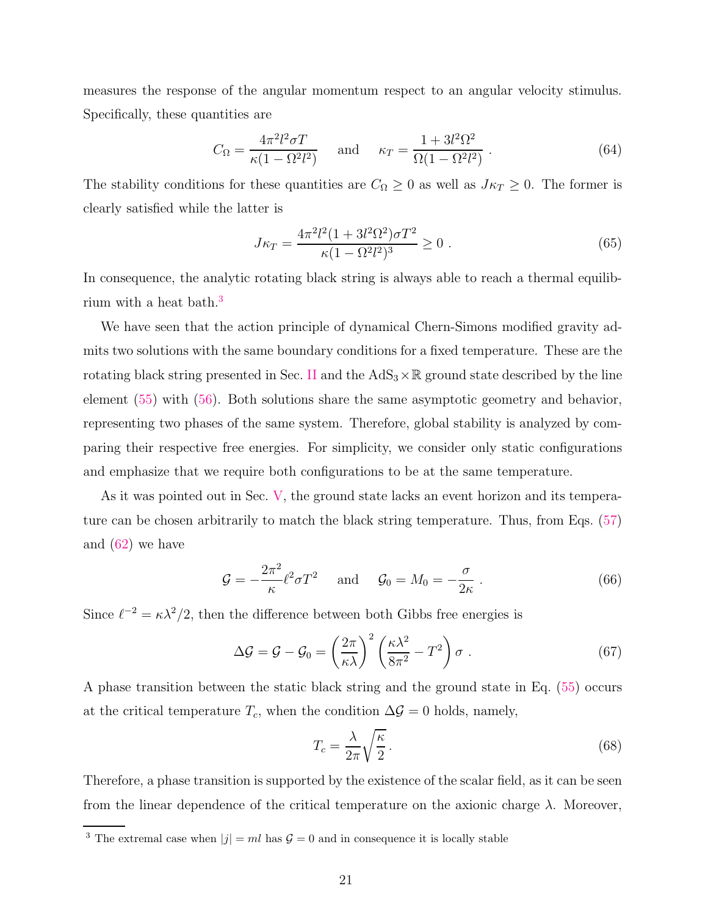measures the response of the angular momentum respect to an angular velocity stimulus. Specifically, these quantities are

$$C_\Omega = \frac{4\pi^2 l^2 \sigma T}{\kappa(1-\Omega^2 l^2)} \quad \text{and} \quad \kappa_T = \frac{1+3l^2\Omega^2}{\Omega(1-\Omega^2 l^2)} \,. \tag{64}$$

The stability conditions for these quantities are $C_\Omega \geq 0$ as well as $J\kappa_T \geq 0$. The former is clearly satisfied while the latter is

$$J\kappa_T = \frac{4\pi^2 l^2 (1+3l^2\Omega^2)\sigma T^2}{\kappa(1-\Omega^2 l^2)^3} \geq 0 \,. \tag{65}$$

In consequence, the analytic rotating black string is always able to reach a thermal equilibrium with a heat bath.[3]

We have seen that the action principle of dynamical Chern-Simons modified gravity admits two solutions with the same boundary conditions for a fixed temperature. These are the rotating black string presented in Sec. II and the $\mathrm{AdS}_3\times\mathbb{R}$ ground state described by the line element (55) with (56). Both solutions share the same asymptotic geometry and behavior, representing two phases of the same system. Therefore, global stability is analyzed by comparing their respective free energies. For simplicity, we consider only static configurations and emphasize that we require both configurations to be at the same temperature.

As it was pointed out in Sec. V, the ground state lacks an event horizon and its temperature can be chosen arbitrarily to match the black string temperature. Thus, from Eqs. (57) and (62) we have

$$\mathcal{G} = -\frac{2\pi^2}{\kappa}\ell^2\sigma T^2 \quad \text{and} \quad \mathcal{G}_0 = M_0 = -\frac{\sigma}{2\kappa} \,. \tag{66}$$

Since $\ell^{-2} = \kappa\lambda^2/2$, then the difference between both Gibbs free energies is

$$\Delta\mathcal{G} = \mathcal{G} - \mathcal{G}_0 = \left(\frac{2\pi}{\kappa\lambda}\right)^2 \left(\frac{\kappa\lambda^2}{8\pi^2} - T^2\right)\sigma \,. \tag{67}$$

A phase transition between the static black string and the ground state in Eq. (55) occurs at the critical temperature $T_c$, when the condition $\Delta\mathcal{G} = 0$ holds, namely,

$$T_c = \frac{\lambda}{2\pi}\sqrt{\frac{\kappa}{2}} \,. \tag{68}$$

Therefore, a phase transition is supported by the existence of the scalar field, as it can be seen from the linear dependence of the critical temperature on the axionic charge $\lambda$. Moreover,

[3] The extremal case when $|j| = ml$ has $\mathcal{G} = 0$ and in consequence it is locally stable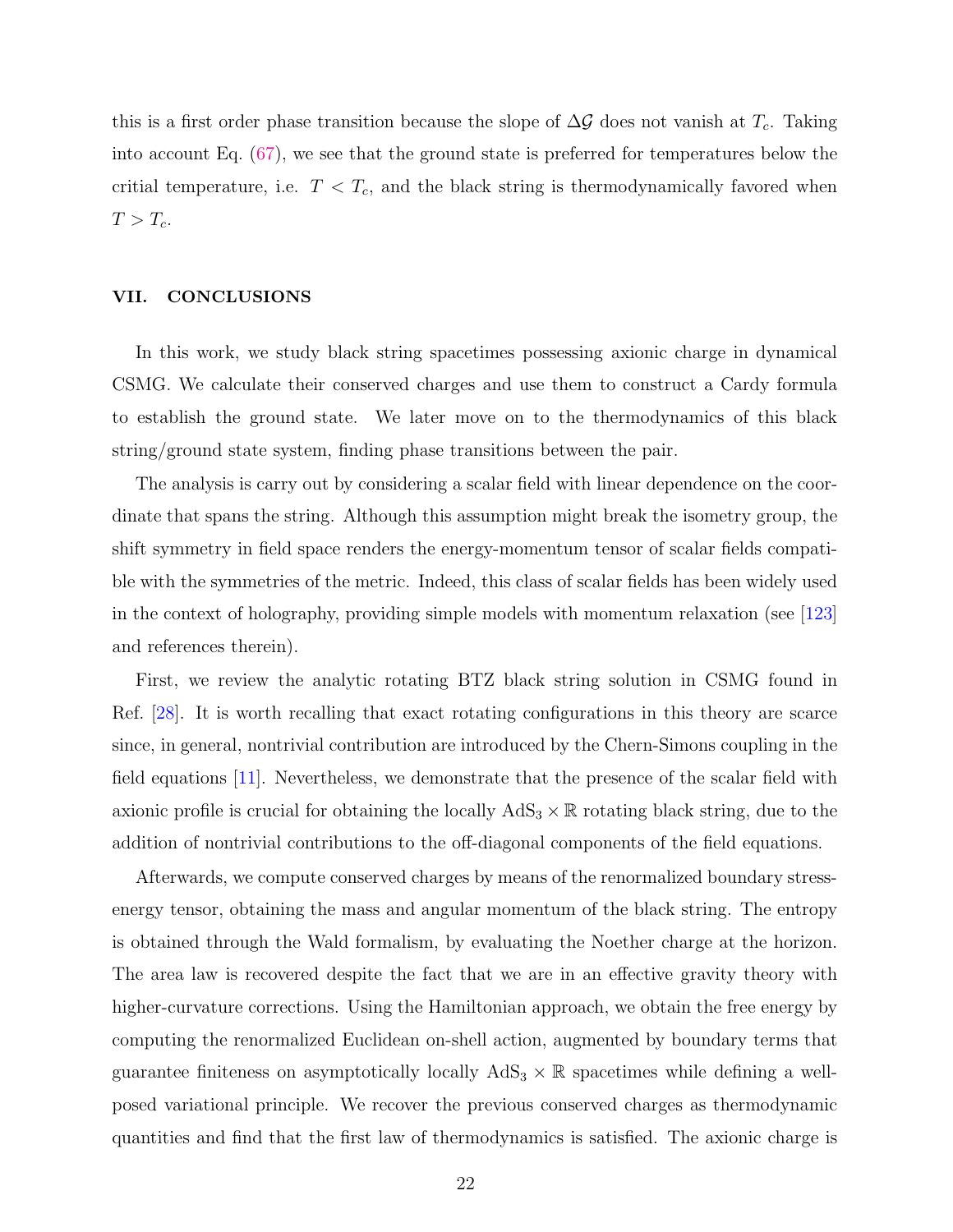this is a first order phase transition because the slope of $\Delta\mathcal{G}$ does not vanish at $T_c$. Taking into account Eq. (67), we see that the ground state is preferred for temperatures below the critial temperature, i.e. $T < T_c$, and the black string is thermodynamically favored when $T > T_c$.

## VII. CONCLUSIONS

In this work, we study black string spacetimes possessing axionic charge in dynamical CSMG. We calculate their conserved charges and use them to construct a Cardy formula to establish the ground state. We later move on to the thermodynamics of this black string/ground state system, finding phase transitions between the pair.

The analysis is carry out by considering a scalar field with linear dependence on the coordinate that spans the string. Although this assumption might break the isometry group, the shift symmetry in field space renders the energy-momentum tensor of scalar fields compatible with the symmetries of the metric. Indeed, this class of scalar fields has been widely used in the context of holography, providing simple models with momentum relaxation (see [123] and references therein).

First, we review the analytic rotating BTZ black string solution in CSMG found in Ref. [28]. It is worth recalling that exact rotating configurations in this theory are scarce since, in general, nontrivial contribution are introduced by the Chern-Simons coupling in the field equations [11]. Nevertheless, we demonstrate that the presence of the scalar field with axionic profile is crucial for obtaining the locally $\mathrm{AdS}_3 \times \mathbb{R}$ rotating black string, due to the addition of nontrivial contributions to the off-diagonal components of the field equations.

Afterwards, we compute conserved charges by means of the renormalized boundary stress-energy tensor, obtaining the mass and angular momentum of the black string. The entropy is obtained through the Wald formalism, by evaluating the Noether charge at the horizon. The area law is recovered despite the fact that we are in an effective gravity theory with higher-curvature corrections. Using the Hamiltonian approach, we obtain the free energy by computing the renormalized Euclidean on-shell action, augmented by boundary terms that guarantee finiteness on asymptotically locally $\mathrm{AdS}_3 \times \mathbb{R}$ spacetimes while defining a well-posed variational principle. We recover the previous conserved charges as thermodynamic quantities and find that the first law of thermodynamics is satisfied. The axionic charge is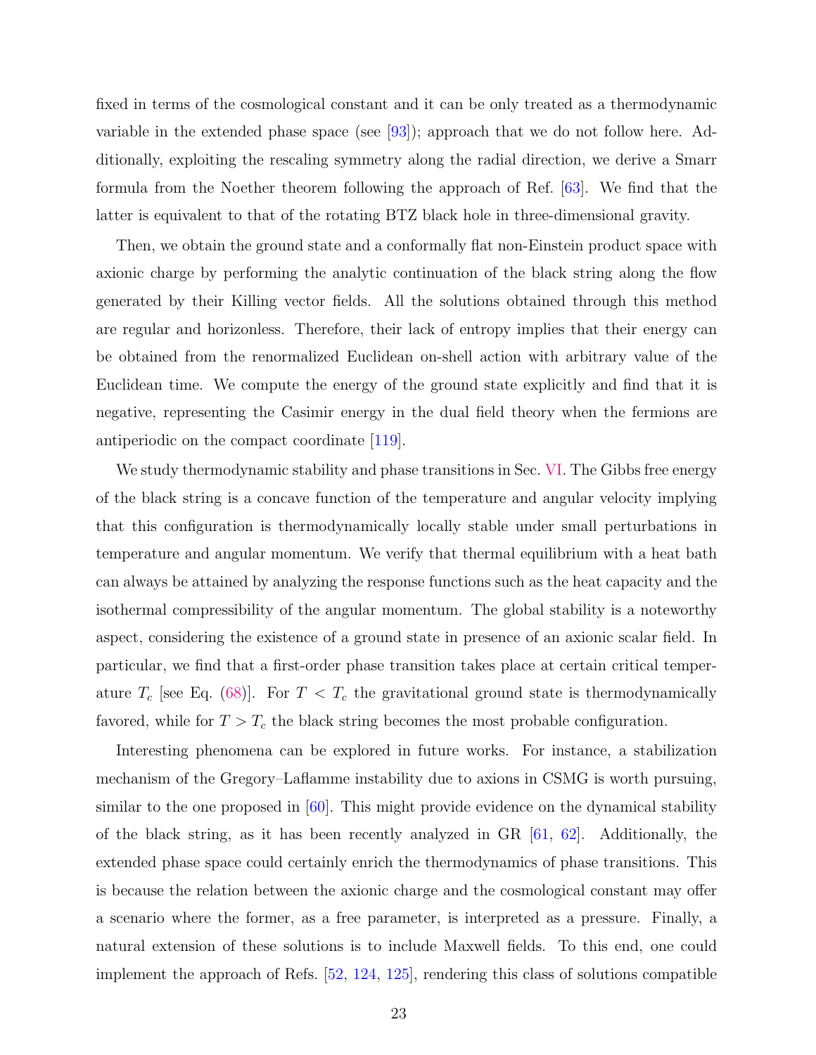fixed in terms of the cosmological constant and it can be only treated as a thermodynamic variable in the extended phase space (see [93]); approach that we do not follow here. Additionally, exploiting the rescaling symmetry along the radial direction, we derive a Smarr formula from the Noether theorem following the approach of Ref. [63]. We find that the latter is equivalent to that of the rotating BTZ black hole in three-dimensional gravity.

Then, we obtain the ground state and a conformally flat non-Einstein product space with axionic charge by performing the analytic continuation of the black string along the flow generated by their Killing vector fields. All the solutions obtained through this method are regular and horizonless. Therefore, their lack of entropy implies that their energy can be obtained from the renormalized Euclidean on-shell action with arbitrary value of the Euclidean time. We compute the energy of the ground state explicitly and find that it is negative, representing the Casimir energy in the dual field theory when the fermions are antiperiodic on the compact coordinate [119].

We study thermodynamic stability and phase transitions in Sec. VI. The Gibbs free energy of the black string is a concave function of the temperature and angular velocity implying that this configuration is thermodynamically locally stable under small perturbations in temperature and angular momentum. We verify that thermal equilibrium with a heat bath can always be attained by analyzing the response functions such as the heat capacity and the isothermal compressibility of the angular momentum. The global stability is a noteworthy aspect, considering the existence of a ground state in presence of an axionic scalar field. In particular, we find that a first-order phase transition takes place at certain critical temperature $T_c$ [see Eq. (68)]. For $T < T_c$ the gravitational ground state is thermodynamically favored, while for $T > T_c$ the black string becomes the most probable configuration.

Interesting phenomena can be explored in future works. For instance, a stabilization mechanism of the Gregory–Laflamme instability due to axions in CSMG is worth pursuing, similar to the one proposed in [60]. This might provide evidence on the dynamical stability of the black string, as it has been recently analyzed in GR [61, 62]. Additionally, the extended phase space could certainly enrich the thermodynamics of phase transitions. This is because the relation between the axionic charge and the cosmological constant may offer a scenario where the former, as a free parameter, is interpreted as a pressure. Finally, a natural extension of these solutions is to include Maxwell fields. To this end, one could implement the approach of Refs. [52, 124, 125], rendering this class of solutions compatible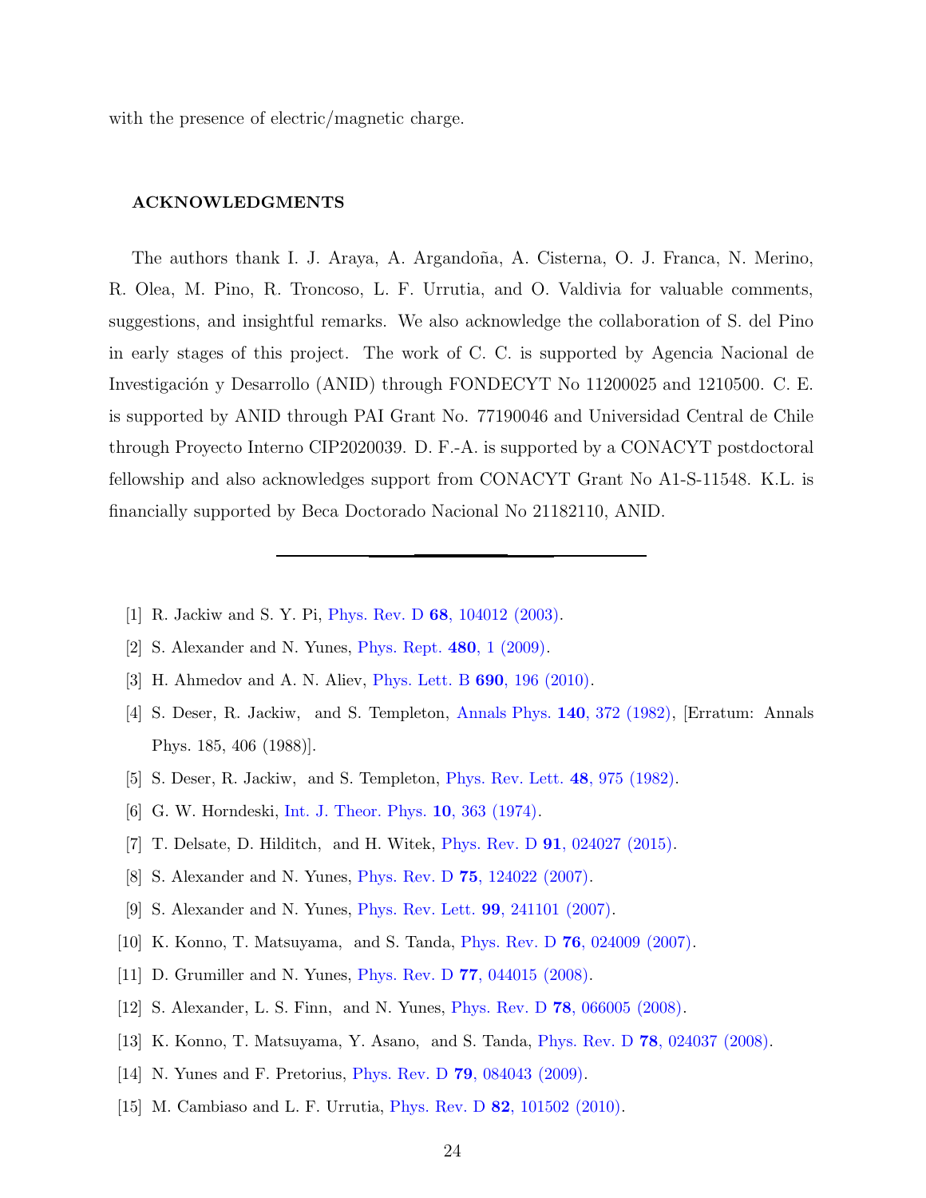with the presence of electric/magnetic charge.

## ACKNOWLEDGMENTS

The authors thank I. J. Araya, A. Argandoña, A. Cisterna, O. J. Franca, N. Merino, R. Olea, M. Pino, R. Troncoso, L. F. Urrutia, and O. Valdivia for valuable comments, suggestions, and insightful remarks. We also acknowledge the collaboration of S. del Pino in early stages of this project. The work of C. C. is supported by Agencia Nacional de Investigación y Desarrollo (ANID) through FONDECYT No 11200025 and 1210500. C. E. is supported by ANID through PAI Grant No. 77190046 and Universidad Central de Chile through Proyecto Interno CIP2020039. D. F.-A. is supported by a CONACYT postdoctoral fellowship and also acknowledges support from CONACYT Grant No A1-S-11548. K.L. is financially supported by Beca Doctorado Nacional No 21182110, ANID.

---

[1] R. Jackiw and S. Y. Pi, Phys. Rev. D **68**, 104012 (2003).

[2] S. Alexander and N. Yunes, Phys. Rept. **480**, 1 (2009).

[3] H. Ahmedov and A. N. Aliev, Phys. Lett. B **690**, 196 (2010).

[4] S. Deser, R. Jackiw, and S. Templeton, Annals Phys. **140**, 372 (1982), [Erratum: Annals Phys. 185, 406 (1988)].

[5] S. Deser, R. Jackiw, and S. Templeton, Phys. Rev. Lett. **48**, 975 (1982).

[6] G. W. Horndeski, Int. J. Theor. Phys. **10**, 363 (1974).

[7] T. Delsate, D. Hilditch, and H. Witek, Phys. Rev. D **91**, 024027 (2015).

[8] S. Alexander and N. Yunes, Phys. Rev. D **75**, 124022 (2007).

[9] S. Alexander and N. Yunes, Phys. Rev. Lett. **99**, 241101 (2007).

[10] K. Konno, T. Matsuyama, and S. Tanda, Phys. Rev. D **76**, 024009 (2007).

[11] D. Grumiller and N. Yunes, Phys. Rev. D **77**, 044015 (2008).

[12] S. Alexander, L. S. Finn, and N. Yunes, Phys. Rev. D **78**, 066005 (2008).

[13] K. Konno, T. Matsuyama, Y. Asano, and S. Tanda, Phys. Rev. D **78**, 024037 (2008).

[14] N. Yunes and F. Pretorius, Phys. Rev. D **79**, 084043 (2009).

[15] M. Cambiaso and L. F. Urrutia, Phys. Rev. D **82**, 101502 (2010).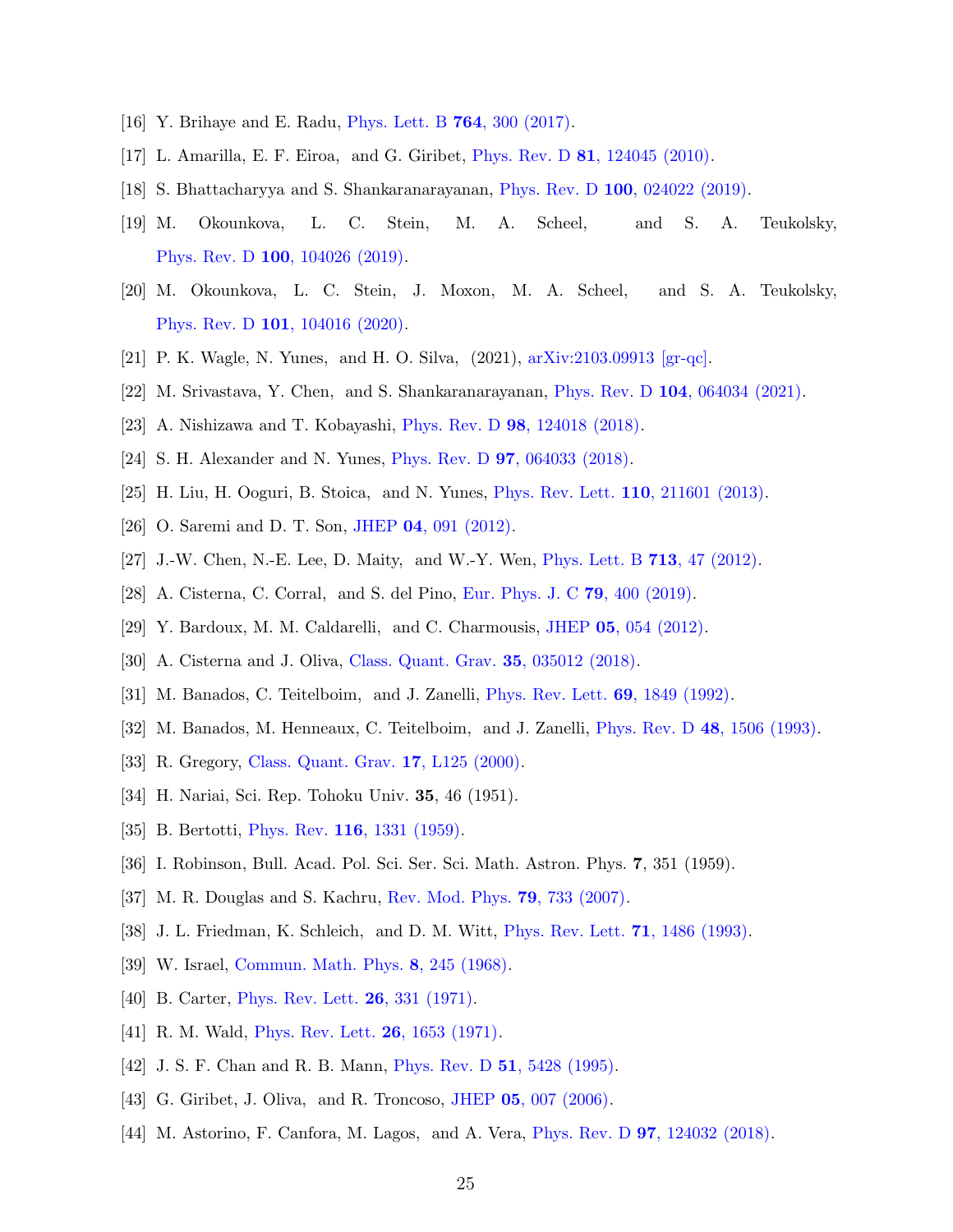[16] Y. Brihaye and E. Radu, Phys. Lett. B **764**, 300 (2017).

[17] L. Amarilla, E. F. Eiroa, and G. Giribet, Phys. Rev. D **81**, 124045 (2010).

[18] S. Bhattacharyya and S. Shankaranarayanan, Phys. Rev. D **100**, 024022 (2019).

[19] M. Okounkova, L. C. Stein, M. A. Scheel, and S. A. Teukolsky, Phys. Rev. D **100**, 104026 (2019).

[20] M. Okounkova, L. C. Stein, J. Moxon, M. A. Scheel, and S. A. Teukolsky, Phys. Rev. D **101**, 104016 (2020).

[21] P. K. Wagle, N. Yunes, and H. O. Silva, (2021), arXiv:2103.09913 [gr-qc].

[22] M. Srivastava, Y. Chen, and S. Shankaranarayanan, Phys. Rev. D **104**, 064034 (2021).

[23] A. Nishizawa and T. Kobayashi, Phys. Rev. D **98**, 124018 (2018).

[24] S. H. Alexander and N. Yunes, Phys. Rev. D **97**, 064033 (2018).

[25] H. Liu, H. Ooguri, B. Stoica, and N. Yunes, Phys. Rev. Lett. **110**, 211601 (2013).

[26] O. Saremi and D. T. Son, JHEP **04**, 091 (2012).

[27] J.-W. Chen, N.-E. Lee, D. Maity, and W.-Y. Wen, Phys. Lett. B **713**, 47 (2012).

[28] A. Cisterna, C. Corral, and S. del Pino, Eur. Phys. J. C **79**, 400 (2019).

[29] Y. Bardoux, M. M. Caldarelli, and C. Charmousis, JHEP **05**, 054 (2012).

[30] A. Cisterna and J. Oliva, Class. Quant. Grav. **35**, 035012 (2018).

[31] M. Banados, C. Teitelboim, and J. Zanelli, Phys. Rev. Lett. **69**, 1849 (1992).

[32] M. Banados, M. Henneaux, C. Teitelboim, and J. Zanelli, Phys. Rev. D **48**, 1506 (1993).

[33] R. Gregory, Class. Quant. Grav. **17**, L125 (2000).

[34] H. Nariai, Sci. Rep. Tohoku Univ. **35**, 46 (1951).

[35] B. Bertotti, Phys. Rev. **116**, 1331 (1959).

[36] I. Robinson, Bull. Acad. Pol. Sci. Ser. Sci. Math. Astron. Phys. **7**, 351 (1959).

[37] M. R. Douglas and S. Kachru, Rev. Mod. Phys. **79**, 733 (2007).

[38] J. L. Friedman, K. Schleich, and D. M. Witt, Phys. Rev. Lett. **71**, 1486 (1993).

[39] W. Israel, Commun. Math. Phys. **8**, 245 (1968).

[40] B. Carter, Phys. Rev. Lett. **26**, 331 (1971).

[41] R. M. Wald, Phys. Rev. Lett. **26**, 1653 (1971).

[42] J. S. F. Chan and R. B. Mann, Phys. Rev. D **51**, 5428 (1995).

[43] G. Giribet, J. Oliva, and R. Troncoso, JHEP **05**, 007 (2006).

[44] M. Astorino, F. Canfora, M. Lagos, and A. Vera, Phys. Rev. D **97**, 124032 (2018).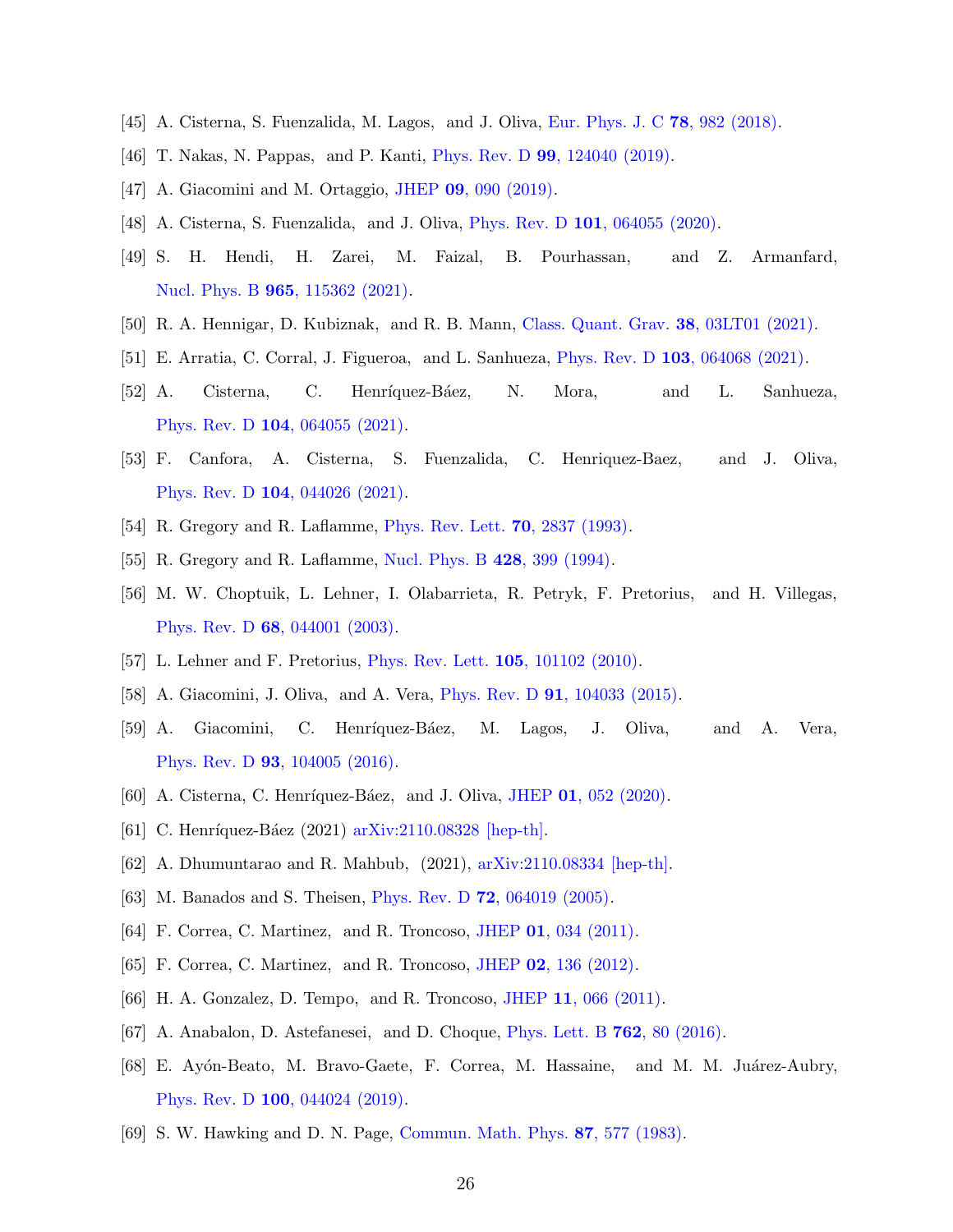[45] A. Cisterna, S. Fuenzalida, M. Lagos, and J. Oliva, Eur. Phys. J. C **78**, 982 (2018).

[46] T. Nakas, N. Pappas, and P. Kanti, Phys. Rev. D **99**, 124040 (2019).

[47] A. Giacomini and M. Ortaggio, JHEP **09**, 090 (2019).

[48] A. Cisterna, S. Fuenzalida, and J. Oliva, Phys. Rev. D **101**, 064055 (2020).

[49] S. H. Hendi, H. Zarei, M. Faizal, B. Pourhassan, and Z. Armanfard, Nucl. Phys. B **965**, 115362 (2021).

[50] R. A. Hennigar, D. Kubiznak, and R. B. Mann, Class. Quant. Grav. **38**, 03LT01 (2021).

[51] E. Arratia, C. Corral, J. Figueroa, and L. Sanhueza, Phys. Rev. D **103**, 064068 (2021).

[52] A. Cisterna, C. Henríquez-Báez, N. Mora, and L. Sanhueza, Phys. Rev. D **104**, 064055 (2021).

[53] F. Canfora, A. Cisterna, S. Fuenzalida, C. Henriquez-Baez, and J. Oliva, Phys. Rev. D **104**, 044026 (2021).

[54] R. Gregory and R. Laflamme, Phys. Rev. Lett. **70**, 2837 (1993).

[55] R. Gregory and R. Laflamme, Nucl. Phys. B **428**, 399 (1994).

[56] M. W. Choptuik, L. Lehner, I. Olabarrieta, R. Petryk, F. Pretorius, and H. Villegas, Phys. Rev. D **68**, 044001 (2003).

[57] L. Lehner and F. Pretorius, Phys. Rev. Lett. **105**, 101102 (2010).

[58] A. Giacomini, J. Oliva, and A. Vera, Phys. Rev. D **91**, 104033 (2015).

[59] A. Giacomini, C. Henríquez-Báez, M. Lagos, J. Oliva, and A. Vera, Phys. Rev. D **93**, 104005 (2016).

[60] A. Cisterna, C. Henríquez-Báez, and J. Oliva, JHEP **01**, 052 (2020).

[61] C. Henríquez-Báez (2021) arXiv:2110.08328 [hep-th].

[62] A. Dhumuntarao and R. Mahbub, (2021), arXiv:2110.08334 [hep-th].

[63] M. Banados and S. Theisen, Phys. Rev. D **72**, 064019 (2005).

[64] F. Correa, C. Martinez, and R. Troncoso, JHEP **01**, 034 (2011).

[65] F. Correa, C. Martinez, and R. Troncoso, JHEP **02**, 136 (2012).

[66] H. A. Gonzalez, D. Tempo, and R. Troncoso, JHEP **11**, 066 (2011).

[67] A. Anabalon, D. Astefanesei, and D. Choque, Phys. Lett. B **762**, 80 (2016).

[68] E. Ayón-Beato, M. Bravo-Gaete, F. Correa, M. Hassaine, and M. M. Juárez-Aubry, Phys. Rev. D **100**, 044024 (2019).

[69] S. W. Hawking and D. N. Page, Commun. Math. Phys. **87**, 577 (1983).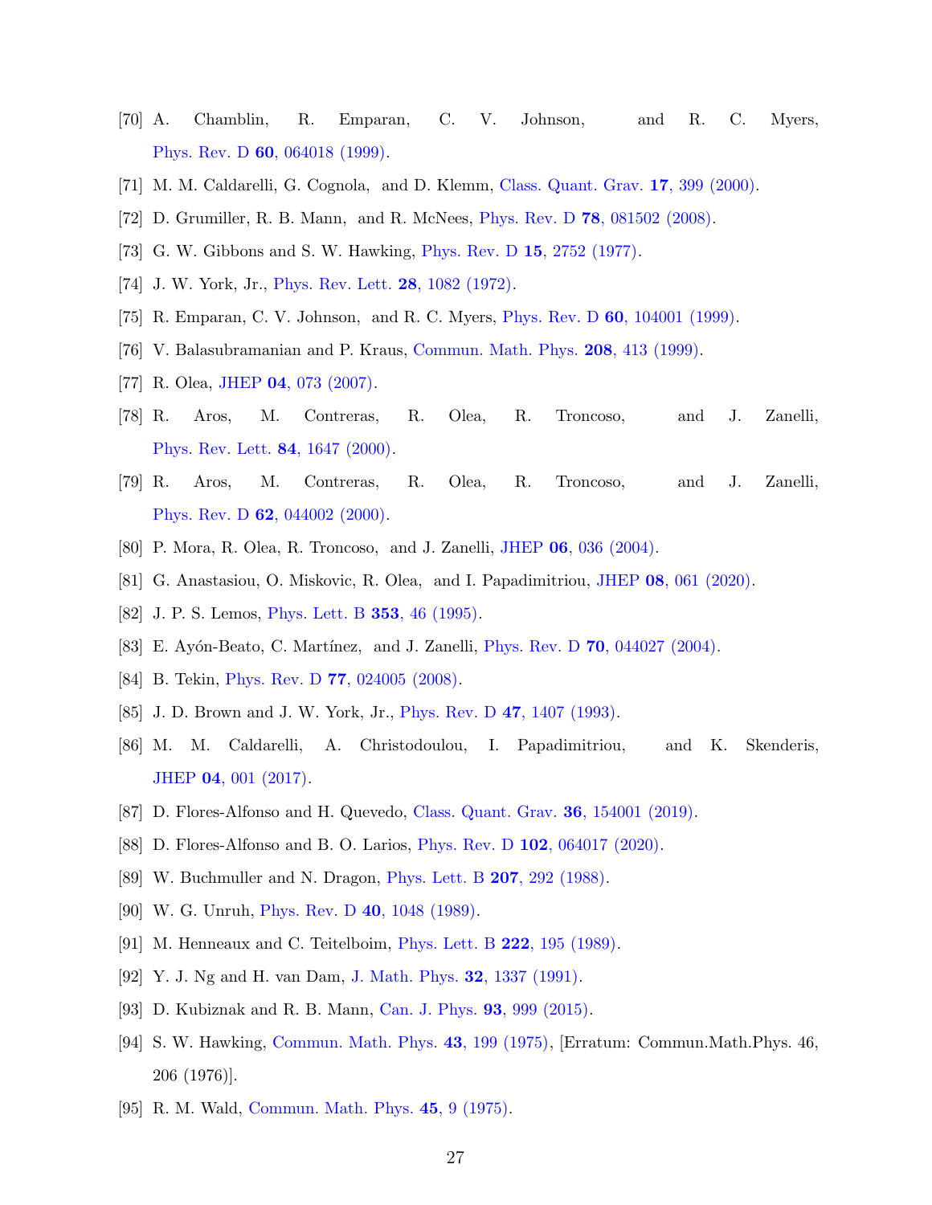- [70] A. Chamblin, R. Emparan, C. V. Johnson, and R. C. Myers, Phys. Rev. D **60**, 064018 (1999).
- [71] M. M. Caldarelli, G. Cognola, and D. Klemm, Class. Quant. Grav. **17**, 399 (2000).
- [72] D. Grumiller, R. B. Mann, and R. McNees, Phys. Rev. D **78**, 081502 (2008).
- [73] G. W. Gibbons and S. W. Hawking, Phys. Rev. D **15**, 2752 (1977).
- [74] J. W. York, Jr., Phys. Rev. Lett. **28**, 1082 (1972).
- [75] R. Emparan, C. V. Johnson, and R. C. Myers, Phys. Rev. D **60**, 104001 (1999).
- [76] V. Balasubramanian and P. Kraus, Commun. Math. Phys. **208**, 413 (1999).
- [77] R. Olea, JHEP **04**, 073 (2007).
- [78] R. Aros, M. Contreras, R. Olea, R. Troncoso, and J. Zanelli, Phys. Rev. Lett. **84**, 1647 (2000).
- [79] R. Aros, M. Contreras, R. Olea, R. Troncoso, and J. Zanelli, Phys. Rev. D **62**, 044002 (2000).
- [80] P. Mora, R. Olea, R. Troncoso, and J. Zanelli, JHEP **06**, 036 (2004).
- [81] G. Anastasiou, O. Miskovic, R. Olea, and I. Papadimitriou, JHEP **08**, 061 (2020).
- [82] J. P. S. Lemos, Phys. Lett. B **353**, 46 (1995).
- [83] E. Ayón-Beato, C. Martínez, and J. Zanelli, Phys. Rev. D **70**, 044027 (2004).
- [84] B. Tekin, Phys. Rev. D **77**, 024005 (2008).
- [85] J. D. Brown and J. W. York, Jr., Phys. Rev. D **47**, 1407 (1993).
- [86] M. M. Caldarelli, A. Christodoulou, I. Papadimitriou, and K. Skenderis, JHEP **04**, 001 (2017).
- [87] D. Flores-Alfonso and H. Quevedo, Class. Quant. Grav. **36**, 154001 (2019).
- [88] D. Flores-Alfonso and B. O. Larios, Phys. Rev. D **102**, 064017 (2020).
- [89] W. Buchmuller and N. Dragon, Phys. Lett. B **207**, 292 (1988).
- [90] W. G. Unruh, Phys. Rev. D **40**, 1048 (1989).
- [91] M. Henneaux and C. Teitelboim, Phys. Lett. B **222**, 195 (1989).
- [92] Y. J. Ng and H. van Dam, J. Math. Phys. **32**, 1337 (1991).
- [93] D. Kubiznak and R. B. Mann, Can. J. Phys. **93**, 999 (2015).
- [94] S. W. Hawking, Commun. Math. Phys. **43**, 199 (1975), [Erratum: Commun.Math.Phys. 46, 206 (1976)].
- [95] R. M. Wald, Commun. Math. Phys. **45**, 9 (1975).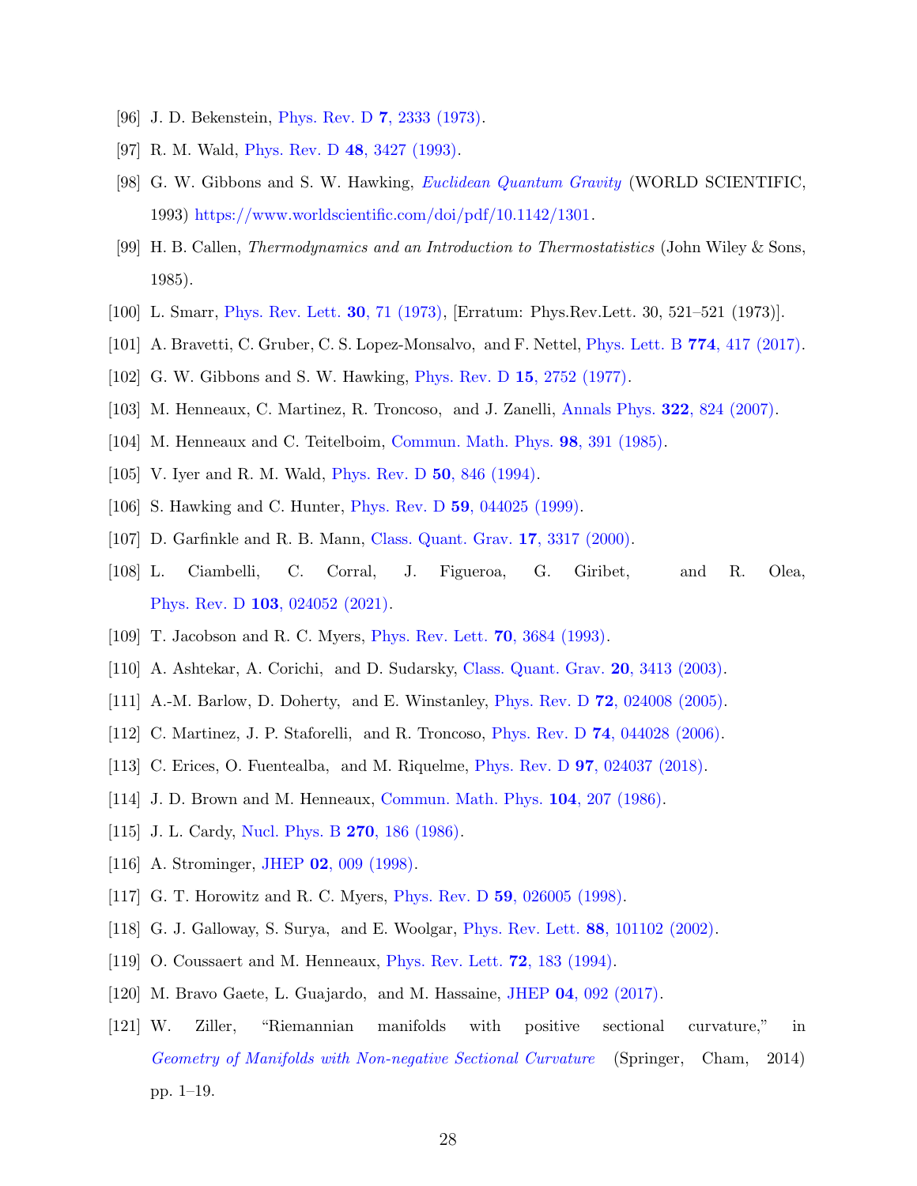[96] J. D. Bekenstein, Phys. Rev. D **7**, 2333 (1973).

[97] R. M. Wald, Phys. Rev. D **48**, 3427 (1993).

[98] G. W. Gibbons and S. W. Hawking, *Euclidean Quantum Gravity* (WORLD SCIENTIFIC, 1993) https://www.worldscientific.com/doi/pdf/10.1142/1301.

[99] H. B. Callen, *Thermodynamics and an Introduction to Thermostatistics* (John Wiley & Sons, 1985).

[100] L. Smarr, Phys. Rev. Lett. **30**, 71 (1973), [Erratum: Phys.Rev.Lett. 30, 521–521 (1973)].

[101] A. Bravetti, C. Gruber, C. S. Lopez-Monsalvo, and F. Nettel, Phys. Lett. B **774**, 417 (2017).

[102] G. W. Gibbons and S. W. Hawking, Phys. Rev. D **15**, 2752 (1977).

[103] M. Henneaux, C. Martinez, R. Troncoso, and J. Zanelli, Annals Phys. **322**, 824 (2007).

[104] M. Henneaux and C. Teitelboim, Commun. Math. Phys. **98**, 391 (1985).

[105] V. Iyer and R. M. Wald, Phys. Rev. D **50**, 846 (1994).

[106] S. Hawking and C. Hunter, Phys. Rev. D **59**, 044025 (1999).

[107] D. Garfinkle and R. B. Mann, Class. Quant. Grav. **17**, 3317 (2000).

[108] L. Ciambelli, C. Corral, J. Figueroa, G. Giribet, and R. Olea, Phys. Rev. D **103**, 024052 (2021).

[109] T. Jacobson and R. C. Myers, Phys. Rev. Lett. **70**, 3684 (1993).

[110] A. Ashtekar, A. Corichi, and D. Sudarsky, Class. Quant. Grav. **20**, 3413 (2003).

[111] A.-M. Barlow, D. Doherty, and E. Winstanley, Phys. Rev. D **72**, 024008 (2005).

[112] C. Martinez, J. P. Staforelli, and R. Troncoso, Phys. Rev. D **74**, 044028 (2006).

[113] C. Erices, O. Fuentealba, and M. Riquelme, Phys. Rev. D **97**, 024037 (2018).

[114] J. D. Brown and M. Henneaux, Commun. Math. Phys. **104**, 207 (1986).

[115] J. L. Cardy, Nucl. Phys. B **270**, 186 (1986).

[116] A. Strominger, JHEP **02**, 009 (1998).

[117] G. T. Horowitz and R. C. Myers, Phys. Rev. D **59**, 026005 (1998).

[118] G. J. Galloway, S. Surya, and E. Woolgar, Phys. Rev. Lett. **88**, 101102 (2002).

[119] O. Coussaert and M. Henneaux, Phys. Rev. Lett. **72**, 183 (1994).

[120] M. Bravo Gaete, L. Guajardo, and M. Hassaine, JHEP **04**, 092 (2017).

[121] W. Ziller, "Riemannian manifolds with positive sectional curvature," in *Geometry of Manifolds with Non-negative Sectional Curvature* (Springer, Cham, 2014) pp. 1–19.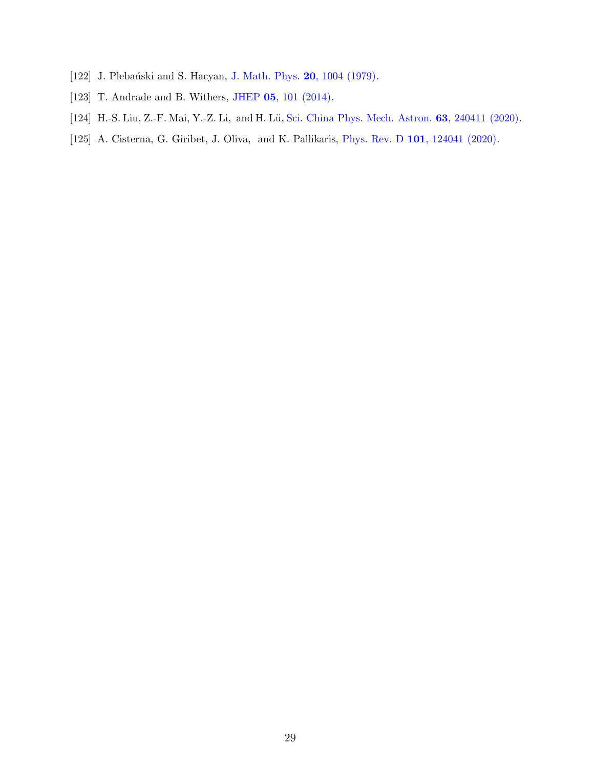[122] J. Plebański and S. Hacyan, J. Math. Phys. **20**, 1004 (1979).

[123] T. Andrade and B. Withers, JHEP **05**, 101 (2014).

[124] H.-S. Liu, Z.-F. Mai, Y.-Z. Li, and H. Lü, Sci. China Phys. Mech. Astron. **63**, 240411 (2020).

[125] A. Cisterna, G. Giribet, J. Oliva, and K. Pallikaris, Phys. Rev. D **101**, 124041 (2020).